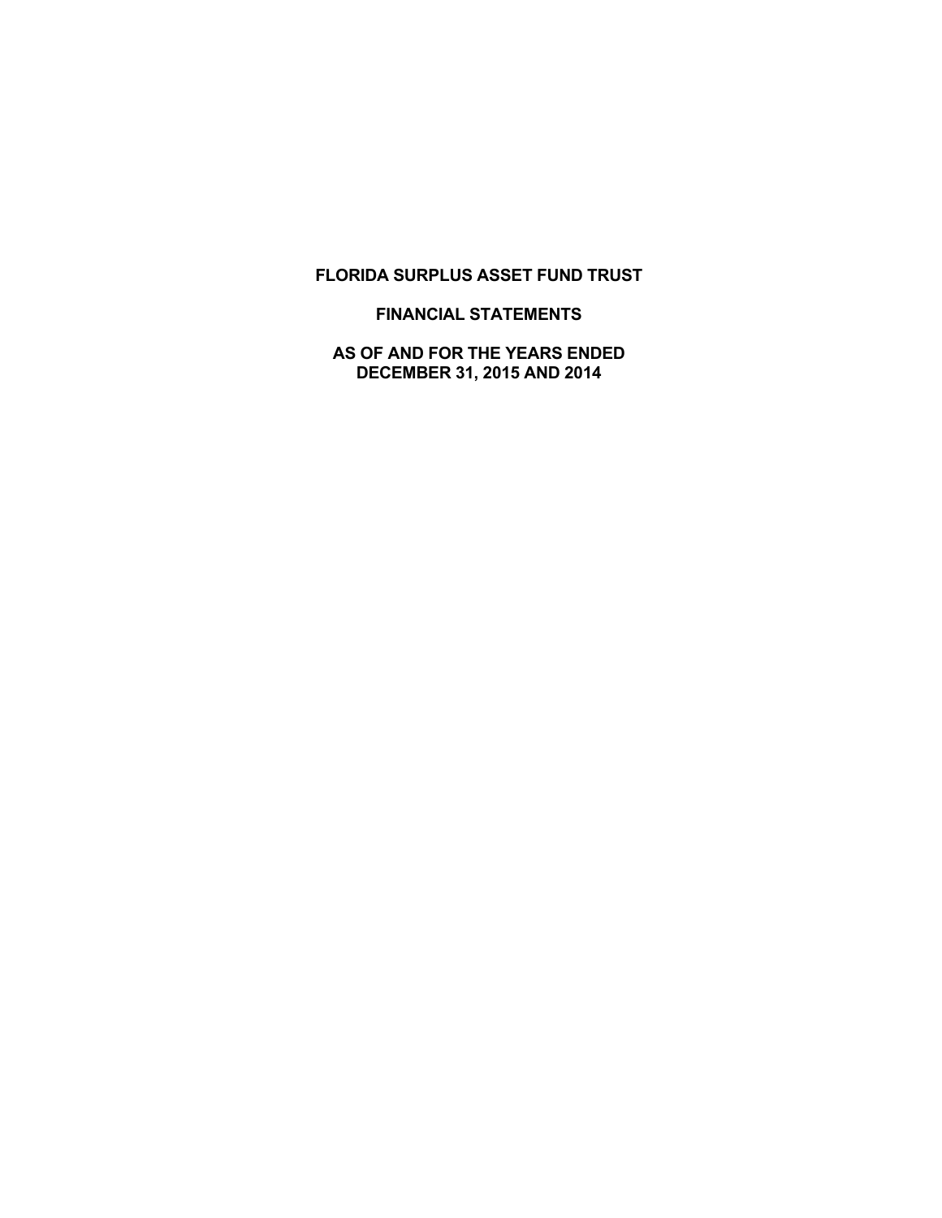# FLORIDA SURPLUS ASSET FUND TRUST

## FINANCIAL STATEMENTS

## AS OF AND FOR THE YEARS ENDED DECEMBER 31, 2015 AND 2014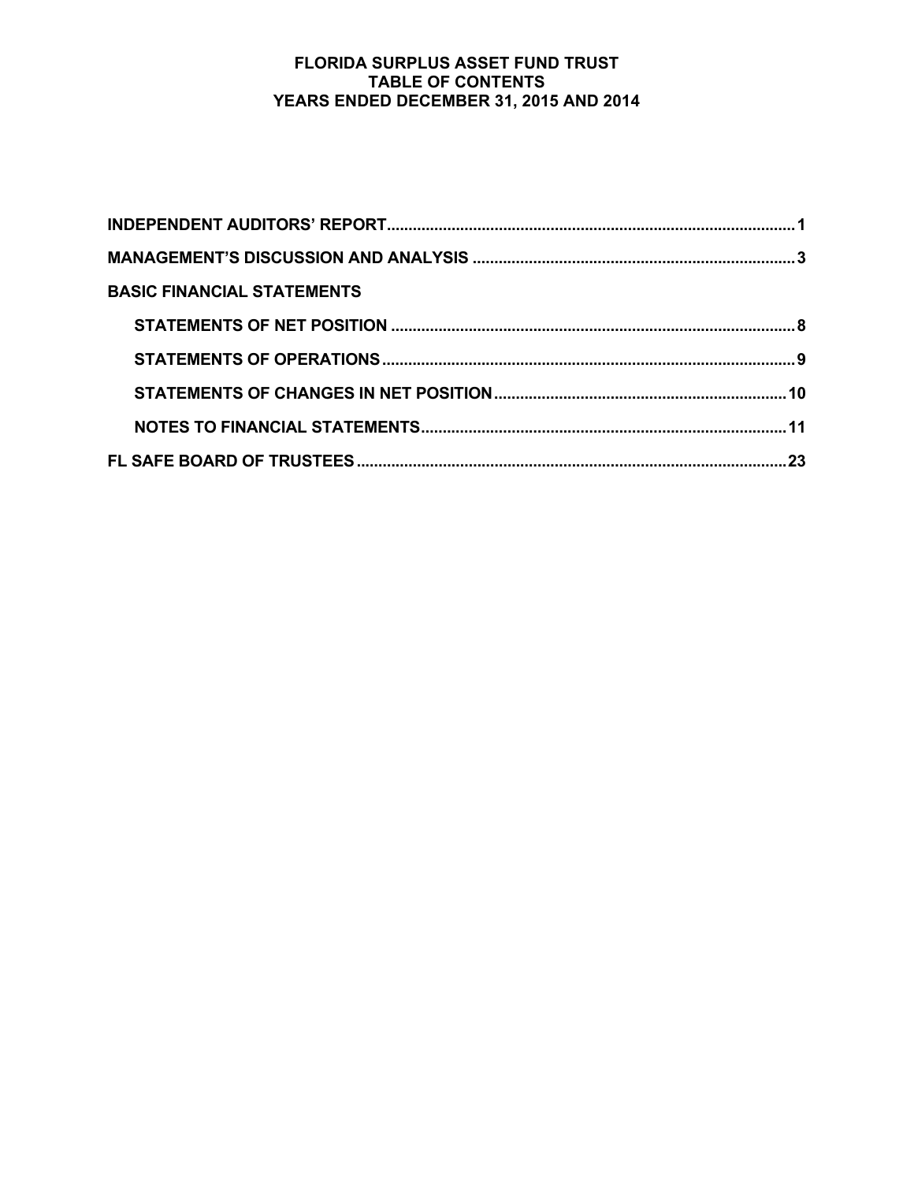# FLORIDA SURPLUS ASSET FUND TRUST
## TABLE OF CONTENTS
## YEARS ENDED DECEMBER 31, 2015 AND 2014

**INDEPENDENT AUDITORS' REPORT** .......... 1

**MANAGEMENT'S DISCUSSION AND ANALYSIS** .......... 3

**BASIC FINANCIAL STATEMENTS**

- **STATEMENTS OF NET POSITION** .......... 8
- **STATEMENTS OF OPERATIONS** .......... 9
- **STATEMENTS OF CHANGES IN NET POSITION** .......... 10
- **NOTES TO FINANCIAL STATEMENTS** .......... 11

**FL SAFE BOARD OF TRUSTEES** .......... 23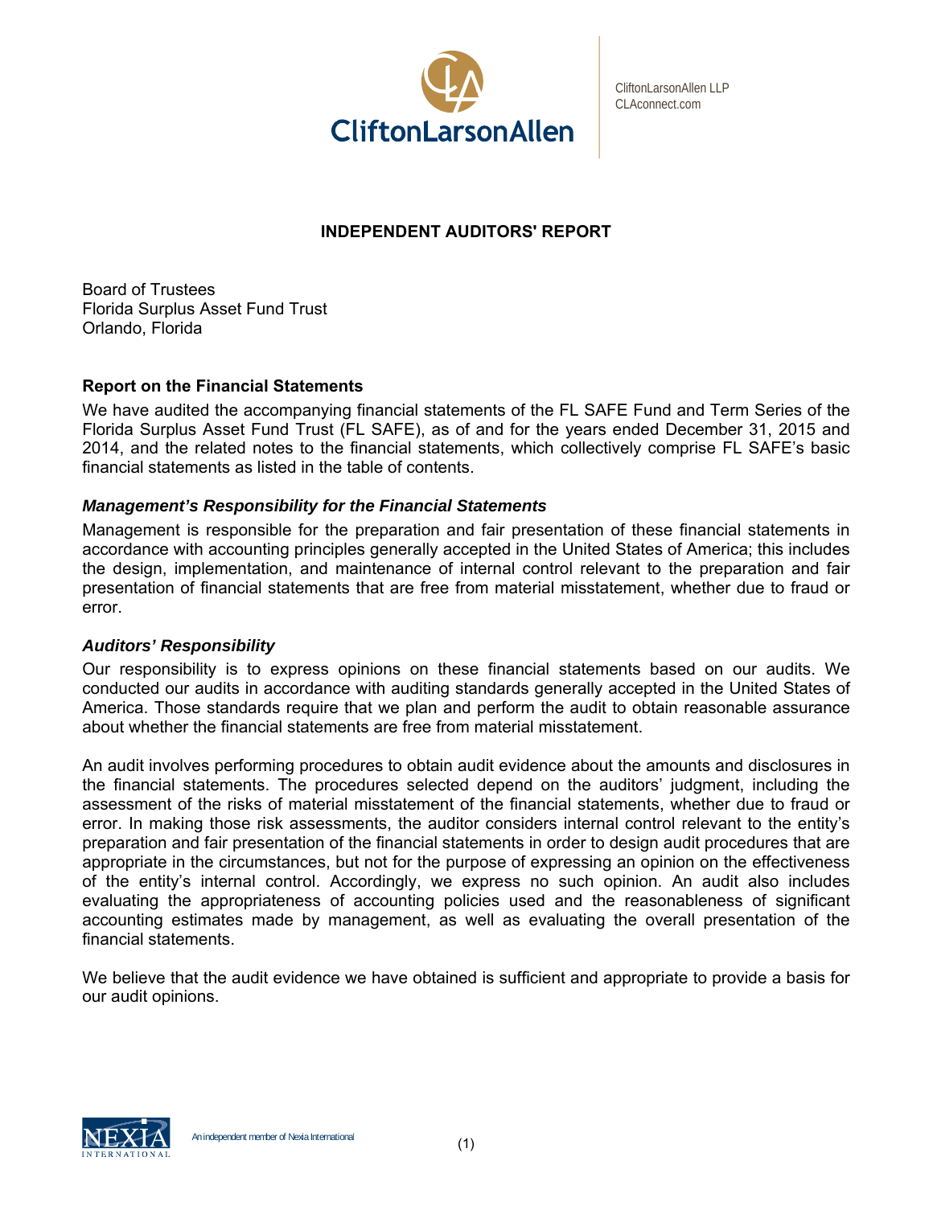CliftonLarsonAllen LLP
CLAconnect.com

# INDEPENDENT AUDITORS' REPORT

Board of Trustees
Florida Surplus Asset Fund Trust
Orlando, Florida

## Report on the Financial Statements

We have audited the accompanying financial statements of the FL SAFE Fund and Term Series of the Florida Surplus Asset Fund Trust (FL SAFE), as of and for the years ended December 31, 2015 and 2014, and the related notes to the financial statements, which collectively comprise FL SAFE's basic financial statements as listed in the table of contents.

### *Management's Responsibility for the Financial Statements*

Management is responsible for the preparation and fair presentation of these financial statements in accordance with accounting principles generally accepted in the United States of America; this includes the design, implementation, and maintenance of internal control relevant to the preparation and fair presentation of financial statements that are free from material misstatement, whether due to fraud or error.

### *Auditors' Responsibility*

Our responsibility is to express opinions on these financial statements based on our audits. We conducted our audits in accordance with auditing standards generally accepted in the United States of America. Those standards require that we plan and perform the audit to obtain reasonable assurance about whether the financial statements are free from material misstatement.

An audit involves performing procedures to obtain audit evidence about the amounts and disclosures in the financial statements. The procedures selected depend on the auditors' judgment, including the assessment of the risks of material misstatement of the financial statements, whether due to fraud or error. In making those risk assessments, the auditor considers internal control relevant to the entity's preparation and fair presentation of the financial statements in order to design audit procedures that are appropriate in the circumstances, but not for the purpose of expressing an opinion on the effectiveness of the entity's internal control. Accordingly, we express no such opinion. An audit also includes evaluating the appropriateness of accounting policies used and the reasonableness of significant accounting estimates made by management, as well as evaluating the overall presentation of the financial statements.

We believe that the audit evidence we have obtained is sufficient and appropriate to provide a basis for our audit opinions.

An independent member of Nexia International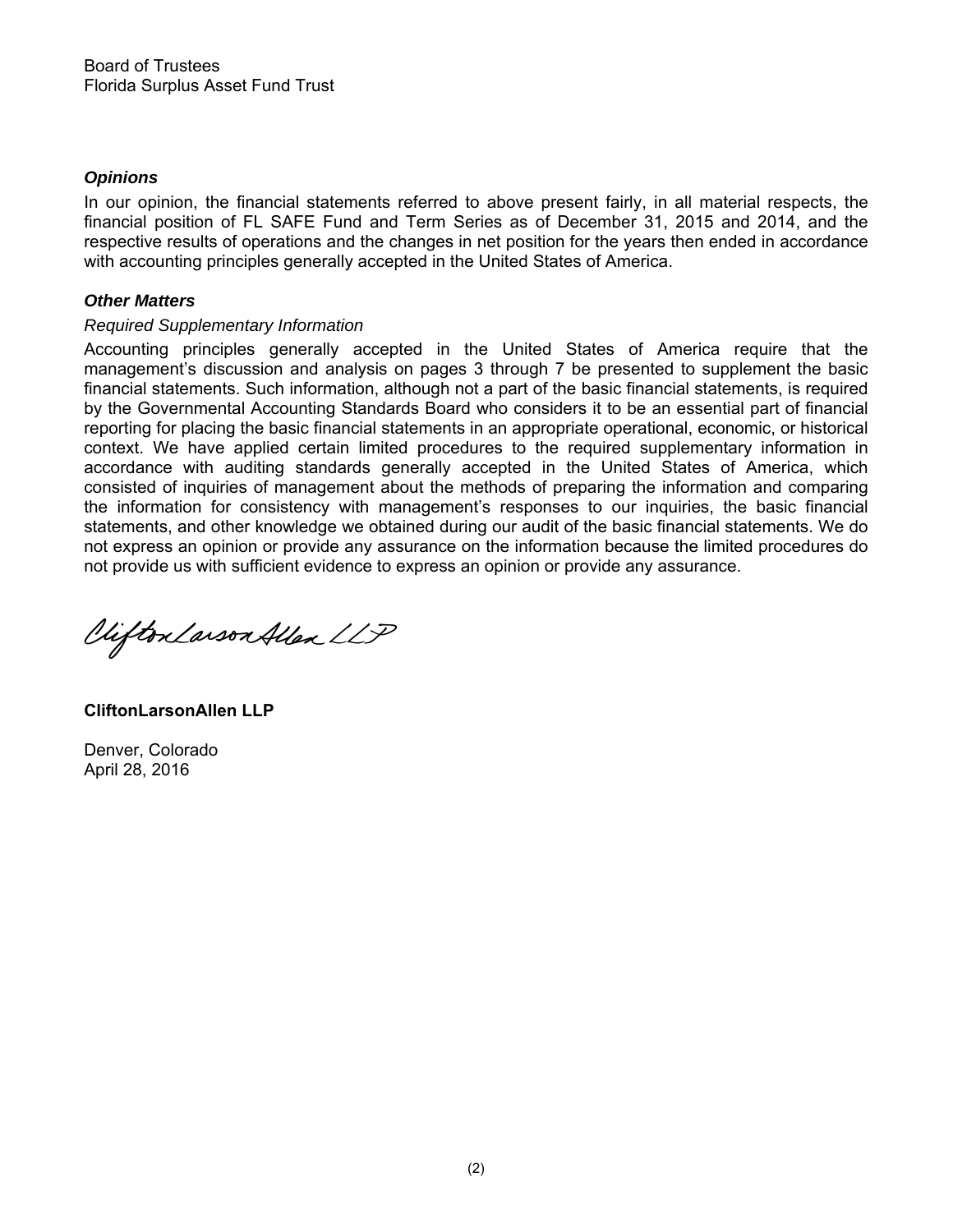Board of Trustees
Florida Surplus Asset Fund Trust

***Opinions***

In our opinion, the financial statements referred to above present fairly, in all material respects, the financial position of FL SAFE Fund and Term Series as of December 31, 2015 and 2014, and the respective results of operations and the changes in net position for the years then ended in accordance with accounting principles generally accepted in the United States of America.

***Other Matters***

*Required Supplementary Information*

Accounting principles generally accepted in the United States of America require that the management's discussion and analysis on pages 3 through 7 be presented to supplement the basic financial statements. Such information, although not a part of the basic financial statements, is required by the Governmental Accounting Standards Board who considers it to be an essential part of financial reporting for placing the basic financial statements in an appropriate operational, economic, or historical context. We have applied certain limited procedures to the required supplementary information in accordance with auditing standards generally accepted in the United States of America, which consisted of inquiries of management about the methods of preparing the information and comparing the information for consistency with management's responses to our inquiries, the basic financial statements, and other knowledge we obtained during our audit of the basic financial statements. We do not express an opinion or provide any assurance on the information because the limited procedures do not provide us with sufficient evidence to express an opinion or provide any assurance.

CliftonLarsonAllen LLP

**CliftonLarsonAllen LLP**

Denver, Colorado
April 28, 2016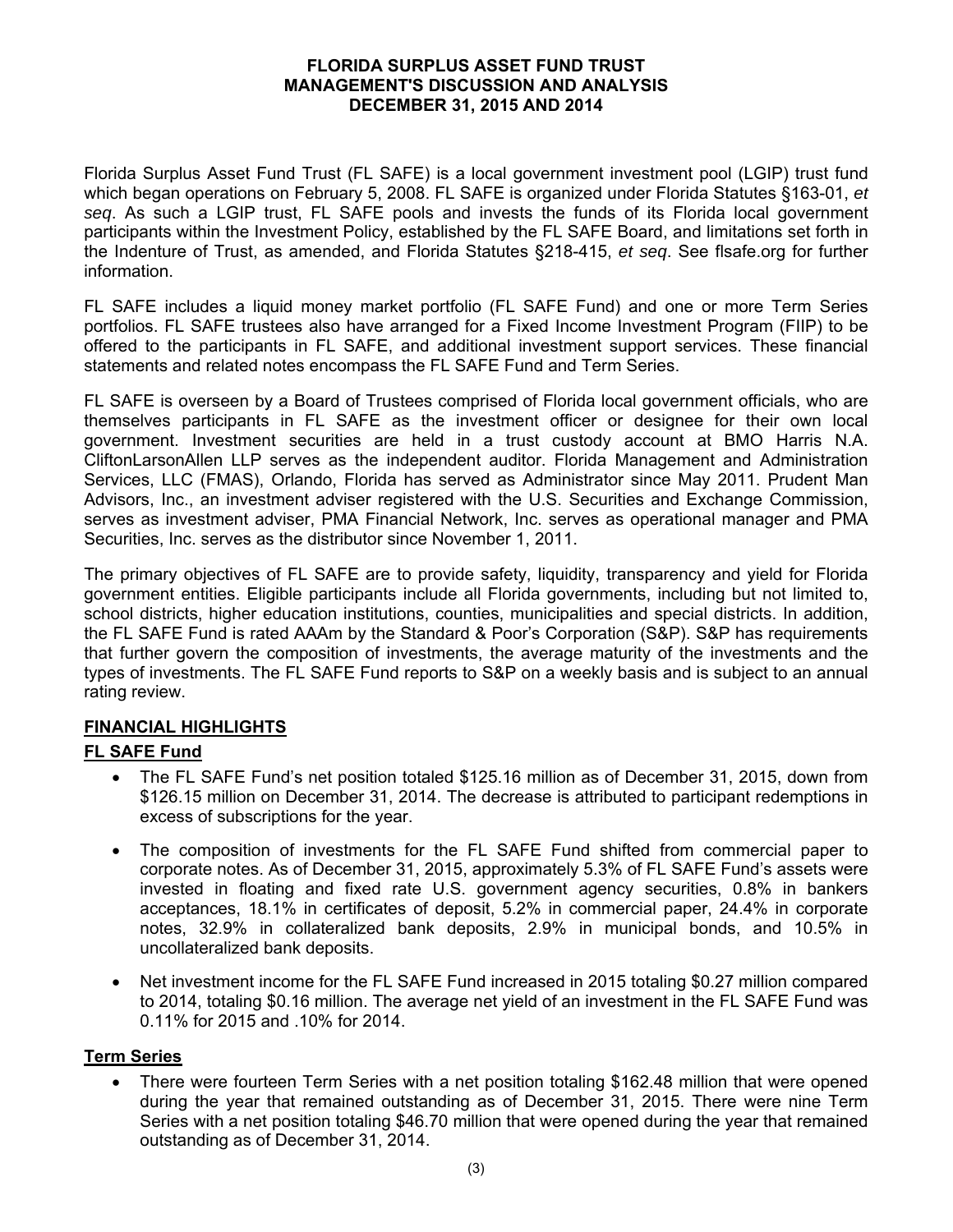# FLORIDA SURPLUS ASSET FUND TRUST
## MANAGEMENT'S DISCUSSION AND ANALYSIS
## DECEMBER 31, 2015 AND 2014

Florida Surplus Asset Fund Trust (FL SAFE) is a local government investment pool (LGIP) trust fund which began operations on February 5, 2008. FL SAFE is organized under Florida Statutes §163-01, *et seq*. As such a LGIP trust, FL SAFE pools and invests the funds of its Florida local government participants within the Investment Policy, established by the FL SAFE Board, and limitations set forth in the Indenture of Trust, as amended, and Florida Statutes §218-415, *et seq*. See flsafe.org for further information.

FL SAFE includes a liquid money market portfolio (FL SAFE Fund) and one or more Term Series portfolios. FL SAFE trustees also have arranged for a Fixed Income Investment Program (FIIP) to be offered to the participants in FL SAFE, and additional investment support services. These financial statements and related notes encompass the FL SAFE Fund and Term Series.

FL SAFE is overseen by a Board of Trustees comprised of Florida local government officials, who are themselves participants in FL SAFE as the investment officer or designee for their own local government. Investment securities are held in a trust custody account at BMO Harris N.A. CliftonLarsonAllen LLP serves as the independent auditor. Florida Management and Administration Services, LLC (FMAS), Orlando, Florida has served as Administrator since May 2011. Prudent Man Advisors, Inc., an investment adviser registered with the U.S. Securities and Exchange Commission, serves as investment adviser, PMA Financial Network, Inc. serves as operational manager and PMA Securities, Inc. serves as the distributor since November 1, 2011.

The primary objectives of FL SAFE are to provide safety, liquidity, transparency and yield for Florida government entities. Eligible participants include all Florida governments, including but not limited to, school districts, higher education institutions, counties, municipalities and special districts. In addition, the FL SAFE Fund is rated AAAm by the Standard & Poor's Corporation (S&P). S&P has requirements that further govern the composition of investments, the average maturity of the investments and the types of investments. The FL SAFE Fund reports to S&P on a weekly basis and is subject to an annual rating review.

### FINANCIAL HIGHLIGHTS

### FL SAFE Fund

- The FL SAFE Fund's net position totaled \$125.16 million as of December 31, 2015, down from \$126.15 million on December 31, 2014. The decrease is attributed to participant redemptions in excess of subscriptions for the year.
- The composition of investments for the FL SAFE Fund shifted from commercial paper to corporate notes. As of December 31, 2015, approximately 5.3% of FL SAFE Fund's assets were invested in floating and fixed rate U.S. government agency securities, 0.8% in bankers acceptances, 18.1% in certificates of deposit, 5.2% in commercial paper, 24.4% in corporate notes, 32.9% in collateralized bank deposits, 2.9% in municipal bonds, and 10.5% in uncollateralized bank deposits.
- Net investment income for the FL SAFE Fund increased in 2015 totaling \$0.27 million compared to 2014, totaling \$0.16 million. The average net yield of an investment in the FL SAFE Fund was 0.11% for 2015 and .10% for 2014.

### Term Series

- There were fourteen Term Series with a net position totaling \$162.48 million that were opened during the year that remained outstanding as of December 31, 2015. There were nine Term Series with a net position totaling \$46.70 million that were opened during the year that remained outstanding as of December 31, 2014.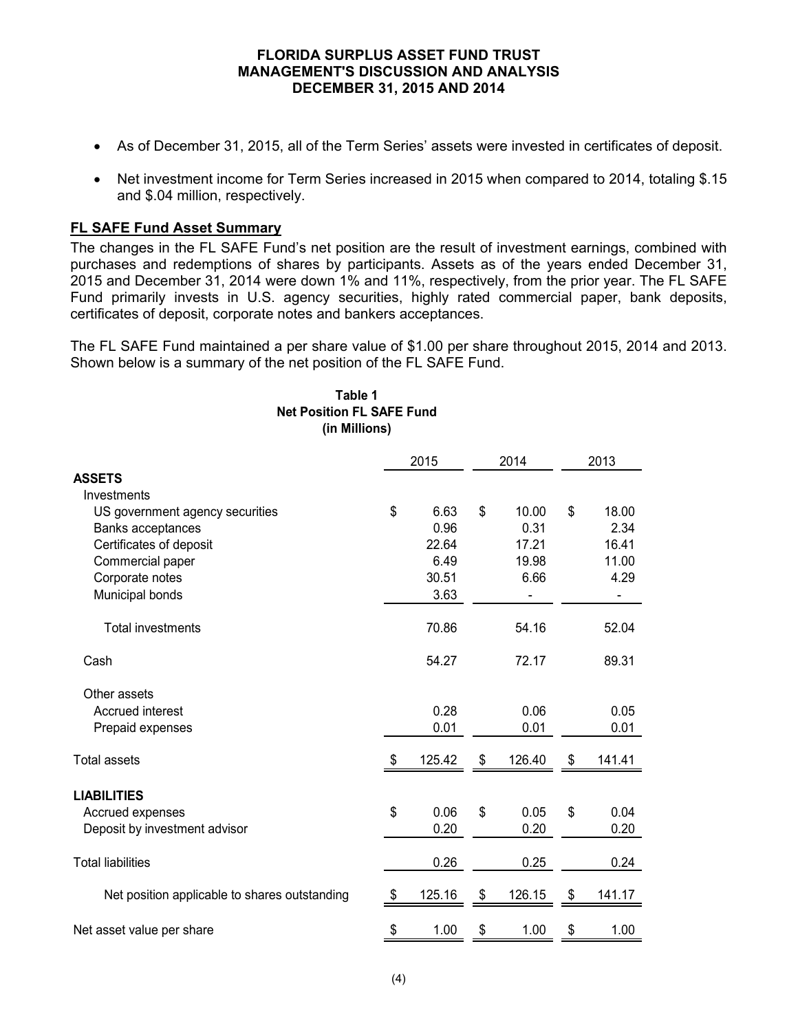- As of December 31, 2015, all of the Term Series' assets were invested in certificates of deposit.
- Net investment income for Term Series increased in 2015 when compared to 2014, totaling $.15 and $.04 million, respectively.

**FL SAFE Fund Asset Summary**

The changes in the FL SAFE Fund's net position are the result of investment earnings, combined with purchases and redemptions of shares by participants. Assets as of the years ended December 31, 2015 and December 31, 2014 were down 1% and 11%, respectively, from the prior year. The FL SAFE Fund primarily invests in U.S. agency securities, highly rated commercial paper, bank deposits, certificates of deposit, corporate notes and bankers acceptances.

The FL SAFE Fund maintained a per share value of $1.00 per share throughout 2015, 2014 and 2013. Shown below is a summary of the net position of the FL SAFE Fund.

**Table 1**
**Net Position FL SAFE Fund**
**(in Millions)**

| | 2015 | 2014 | 2013 |
|---|---|---|---|
| **ASSETS** | | | |
| Investments | | | |
| US government agency securities | $ 6.63 | $ 10.00 | $ 18.00 |
| Banks acceptances | 0.96 | 0.31 | 2.34 |
| Certificates of deposit | 22.64 | 17.21 | 16.41 |
| Commercial paper | 6.49 | 19.98 | 11.00 |
| Corporate notes | 30.51 | 6.66 | 4.29 |
| Municipal bonds | 3.63 | - | - |
| Total investments | 70.86 | 54.16 | 52.04 |
| Cash | 54.27 | 72.17 | 89.31 |
| Other assets | | | |
| Accrued interest | 0.28 | 0.06 | 0.05 |
| Prepaid expenses | 0.01 | 0.01 | 0.01 |
| Total assets | $ 125.42 | $ 126.40 | $ 141.41 |
| **LIABILITIES** | | | |
| Accrued expenses | $ 0.06 | $ 0.05 | $ 0.04 |
| Deposit by investment advisor | 0.20 | 0.20 | 0.20 |
| Total liabilities | 0.26 | 0.25 | 0.24 |
| Net position applicable to shares outstanding | $ 125.16 | $ 126.15 | $ 141.17 |
| Net asset value per share | $ 1.00 | $ 1.00 | $ 1.00 |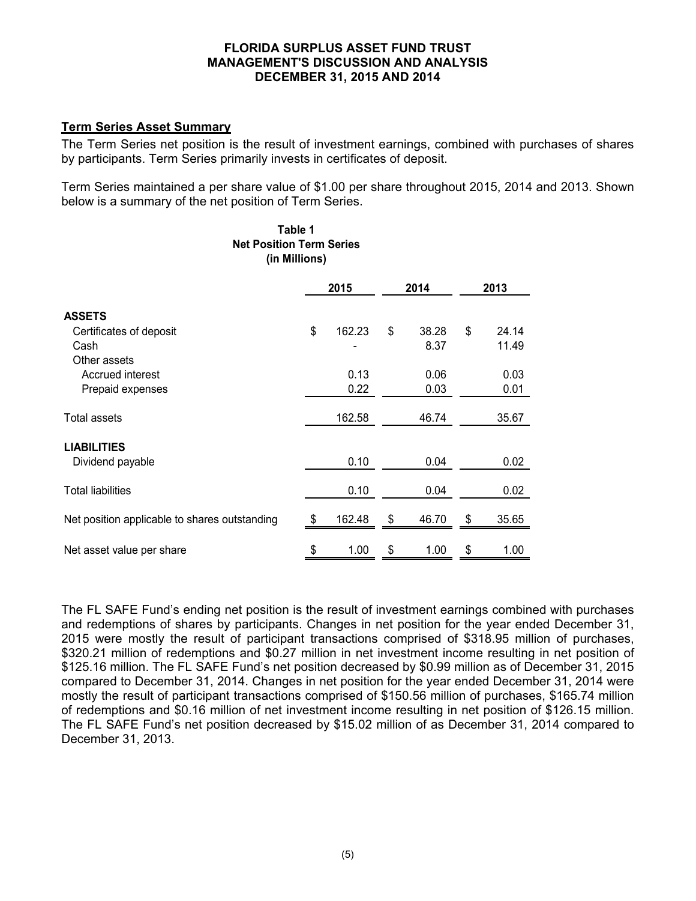# FLORIDA SURPLUS ASSET FUND TRUST
## MANAGEMENT'S DISCUSSION AND ANALYSIS
## DECEMBER 31, 2015 AND 2014

**Term Series Asset Summary**

The Term Series net position is the result of investment earnings, combined with purchases of shares by participants. Term Series primarily invests in certificates of deposit.

Term Series maintained a per share value of $1.00 per share throughout 2015, 2014 and 2013. Shown below is a summary of the net position of Term Series.

**Table 1**
**Net Position Term Series**
**(in Millions)**

| | 2015 | 2014 | 2013 |
|---|---|---|---|
| **ASSETS** | | | |
| Certificates of deposit | $ 162.23 | $ 38.28 | $ 24.14 |
| Cash | - | 8.37 | 11.49 |
| Other assets | | | |
| Accrued interest | 0.13 | 0.06 | 0.03 |
| Prepaid expenses | 0.22 | 0.03 | 0.01 |
| Total assets | 162.58 | 46.74 | 35.67 |
| **LIABILITIES** | | | |
| Dividend payable | 0.10 | 0.04 | 0.02 |
| Total liabilities | 0.10 | 0.04 | 0.02 |
| Net position applicable to shares outstanding | $ 162.48 | $ 46.70 | $ 35.65 |
| Net asset value per share | $ 1.00 | $ 1.00 | $ 1.00 |

The FL SAFE Fund's ending net position is the result of investment earnings combined with purchases and redemptions of shares by participants. Changes in net position for the year ended December 31, 2015 were mostly the result of participant transactions comprised of $318.95 million of purchases, $320.21 million of redemptions and $0.27 million in net investment income resulting in net position of $125.16 million. The FL SAFE Fund's net position decreased by $0.99 million as of December 31, 2015 compared to December 31, 2014. Changes in net position for the year ended December 31, 2014 were mostly the result of participant transactions comprised of $150.56 million of purchases, $165.74 million of redemptions and $0.16 million of net investment income resulting in net position of $126.15 million. The FL SAFE Fund's net position decreased by $15.02 million of as December 31, 2014 compared to December 31, 2013.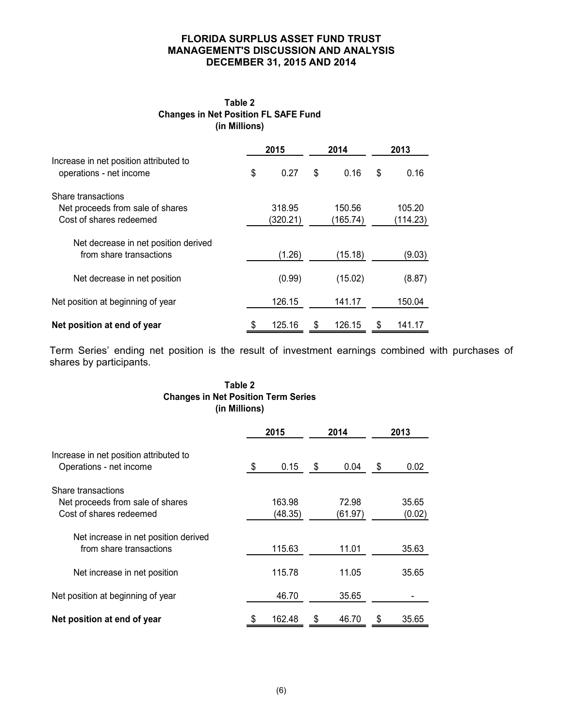# FLORIDA SURPLUS ASSET FUND TRUST
## MANAGEMENT'S DISCUSSION AND ANALYSIS
## DECEMBER 31, 2015 AND 2014

**Table 2**
**Changes in Net Position FL SAFE Fund**
**(in Millions)**

| | 2015 | 2014 | 2013 |
|---|---|---|---|
| Increase in net position attributed to operations - net income | $ 0.27 | $ 0.16 | $ 0.16 |
| Share transactions | | | |
| Net proceeds from sale of shares | 318.95 | 150.56 | 105.20 |
| Cost of shares redeemed | (320.21) | (165.74) | (114.23) |
| Net decrease in net position derived from share transactions | (1.26) | (15.18) | (9.03) |
| Net decrease in net position | (0.99) | (15.02) | (8.87) |
| Net position at beginning of year | 126.15 | 141.17 | 150.04 |
| **Net position at end of year** | $ 125.16 | $ 126.15 | $ 141.17 |

Term Series' ending net position is the result of investment earnings combined with purchases of shares by participants.

**Table 2**
**Changes in Net Position Term Series**
**(in Millions)**

| | 2015 | 2014 | 2013 |
|---|---|---|---|
| Increase in net position attributed to Operations - net income | $ 0.15 | $ 0.04 | $ 0.02 |
| Share transactions | | | |
| Net proceeds from sale of shares | 163.98 | 72.98 | 35.65 |
| Cost of shares redeemed | (48.35) | (61.97) | (0.02) |
| Net increase in net position derived from share transactions | 115.63 | 11.01 | 35.63 |
| Net increase in net position | 115.78 | 11.05 | 35.65 |
| Net position at beginning of year | 46.70 | 35.65 | - |
| **Net position at end of year** | $ 162.48 | $ 46.70 | $ 35.65 |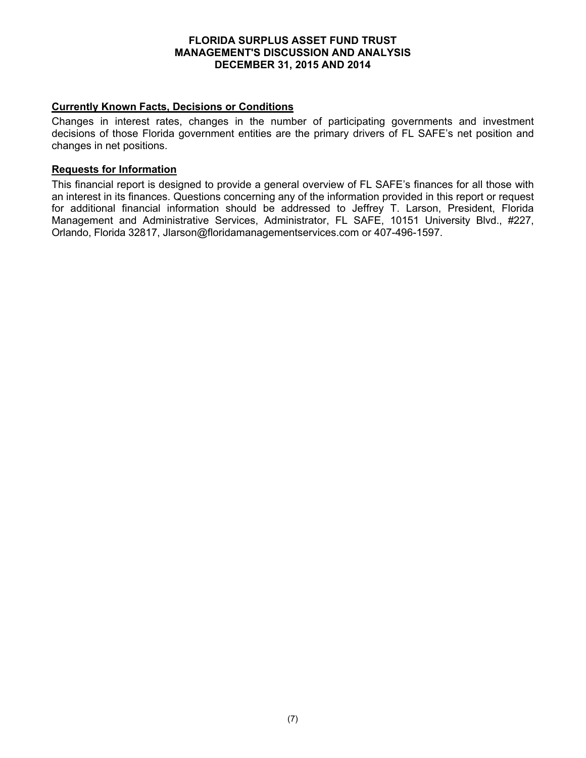## Currently Known Facts, Decisions or Conditions

Changes in interest rates, changes in the number of participating governments and investment decisions of those Florida government entities are the primary drivers of FL SAFE's net position and changes in net positions.

## Requests for Information

This financial report is designed to provide a general overview of FL SAFE's finances for all those with an interest in its finances. Questions concerning any of the information provided in this report or request for additional financial information should be addressed to Jeffrey T. Larson, President, Florida Management and Administrative Services, Administrator, FL SAFE, 10151 University Blvd., #227, Orlando, Florida 32817, Jlarson@floridamanagementservices.com or 407-496-1597.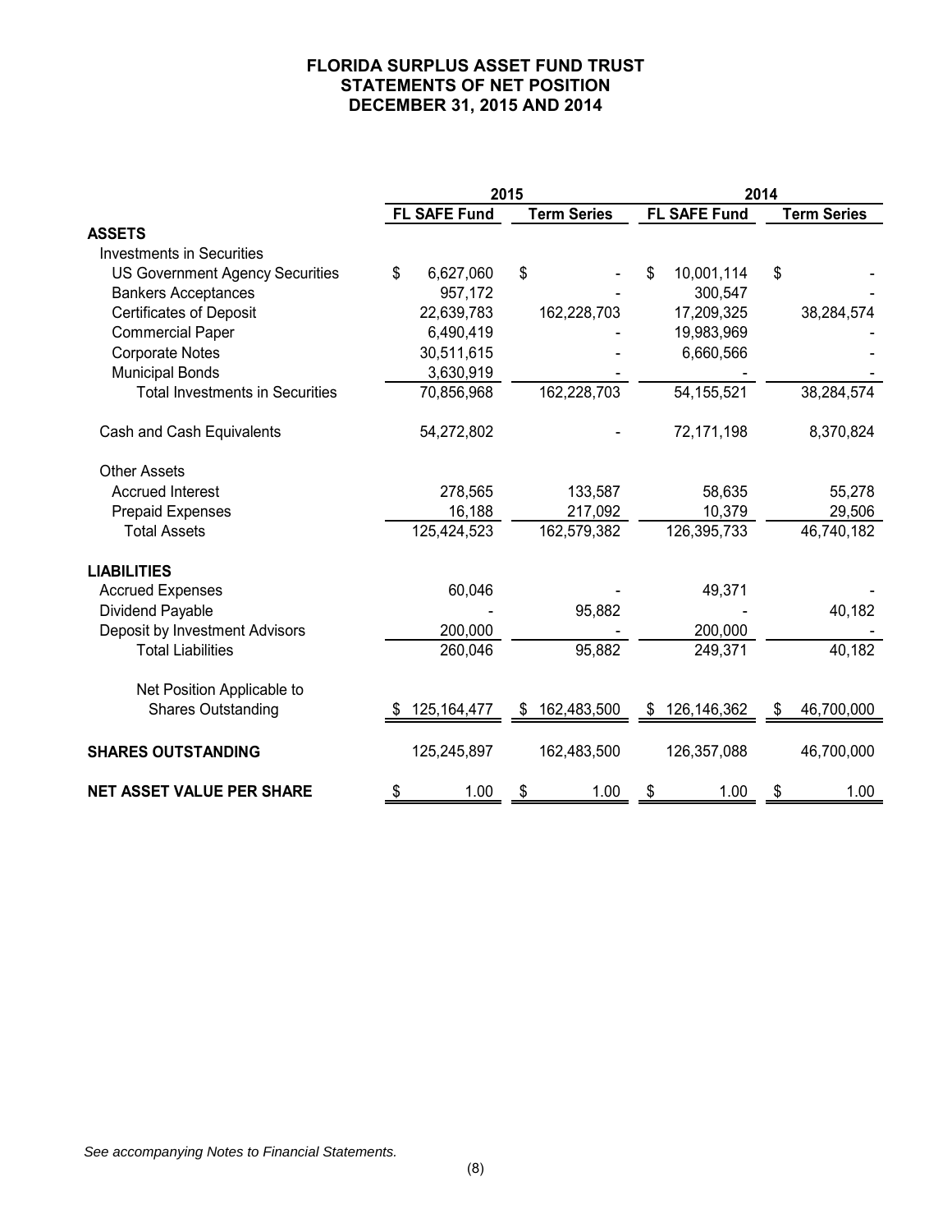# FLORIDA SURPLUS ASSET FUND TRUST
## STATEMENTS OF NET POSITION
## DECEMBER 31, 2015 AND 2014

| | 2015 | | 2014 | |
|---|---|---|---|---|
| | **FL SAFE Fund** | **Term Series** | **FL SAFE Fund** | **Term Series** |
| **ASSETS** | | | | |
| Investments in Securities | | | | |
| US Government Agency Securities | $ 6,627,060 | $ - | $ 10,001,114 | $ - |
| Bankers Acceptances | 957,172 | - | 300,547 | - |
| Certificates of Deposit | 22,639,783 | 162,228,703 | 17,209,325 | 38,284,574 |
| Commercial Paper | 6,490,419 | - | 19,983,969 | - |
| Corporate Notes | 30,511,615 | - | 6,660,566 | - |
| Municipal Bonds | 3,630,919 | - | - | - |
| Total Investments in Securities | 70,856,968 | 162,228,703 | 54,155,521 | 38,284,574 |
| Cash and Cash Equivalents | 54,272,802 | - | 72,171,198 | 8,370,824 |
| Other Assets | | | | |
| Accrued Interest | 278,565 | 133,587 | 58,635 | 55,278 |
| Prepaid Expenses | 16,188 | 217,092 | 10,379 | 29,506 |
| Total Assets | 125,424,523 | 162,579,382 | 126,395,733 | 46,740,182 |
| **LIABILITIES** | | | | |
| Accrued Expenses | 60,046 | - | 49,371 | - |
| Dividend Payable | - | 95,882 | - | 40,182 |
| Deposit by Investment Advisors | 200,000 | - | 200,000 | - |
| Total Liabilities | 260,046 | 95,882 | 249,371 | 40,182 |
| Net Position Applicable to Shares Outstanding | $ 125,164,477 | $ 162,483,500 | $ 126,146,362 | $ 46,700,000 |
| **SHARES OUTSTANDING** | 125,245,897 | 162,483,500 | 126,357,088 | 46,700,000 |
| **NET ASSET VALUE PER SHARE** | $ 1.00 | $ 1.00 | $ 1.00 | $ 1.00 |

*See accompanying Notes to Financial Statements.*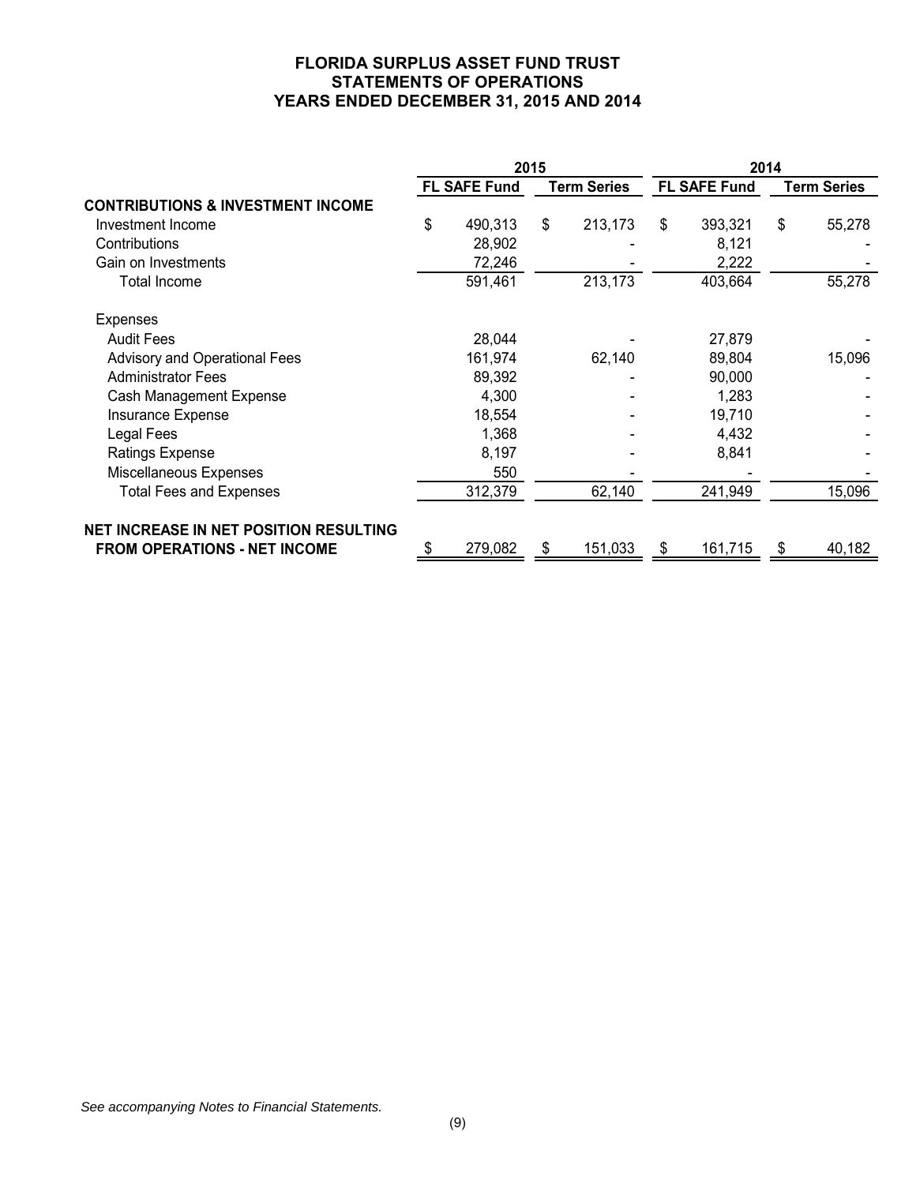# FLORIDA SURPLUS ASSET FUND TRUST
## STATEMENTS OF OPERATIONS
## YEARS ENDED DECEMBER 31, 2015 AND 2014

| | 2015 | | 2014 | |
|---|---|---|---|---|
| | FL SAFE Fund | Term Series | FL SAFE Fund | Term Series |
| **CONTRIBUTIONS & INVESTMENT INCOME** | | | | |
| Investment Income | $ 490,313 | $ 213,173 | $ 393,321 | $ 55,278 |
| Contributions | 28,902 | - | 8,121 | - |
| Gain on Investments | 72,246 | - | 2,222 | - |
| Total Income | 591,461 | 213,173 | 403,664 | 55,278 |
| Expenses | | | | |
| Audit Fees | 28,044 | - | 27,879 | - |
| Advisory and Operational Fees | 161,974 | 62,140 | 89,804 | 15,096 |
| Administrator Fees | 89,392 | - | 90,000 | - |
| Cash Management Expense | 4,300 | - | 1,283 | - |
| Insurance Expense | 18,554 | - | 19,710 | - |
| Legal Fees | 1,368 | - | 4,432 | - |
| Ratings Expense | 8,197 | - | 8,841 | - |
| Miscellaneous Expenses | 550 | - | - | - |
| Total Fees and Expenses | 312,379 | 62,140 | 241,949 | 15,096 |
| **NET INCREASE IN NET POSITION RESULTING FROM OPERATIONS - NET INCOME** | $ 279,082 | $ 151,033 | $ 161,715 | $ 40,182 |

*See accompanying Notes to Financial Statements.*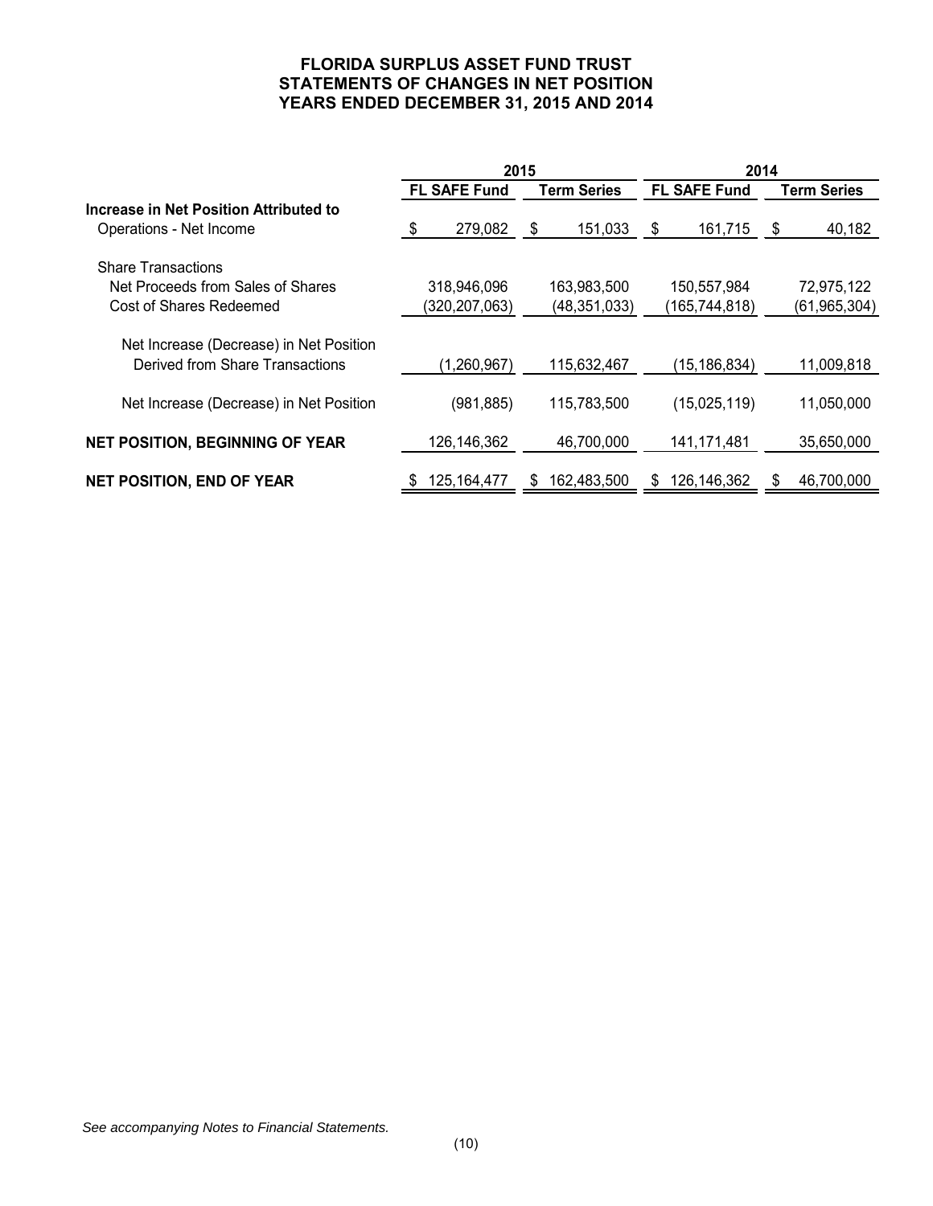# FLORIDA SURPLUS ASSET FUND TRUST
## STATEMENTS OF CHANGES IN NET POSITION
## YEARS ENDED DECEMBER 31, 2015 AND 2014

| | 2015 | | 2014 | |
|---|---|---|---|---|
| | **FL SAFE Fund** | **Term Series** | **FL SAFE Fund** | **Term Series** |
| **Increase in Net Position Attributed to** | | | | |
| Operations - Net Income | $ 279,082 | $ 151,033 | $ 161,715 | $ 40,182 |
| Share Transactions | | | | |
| Net Proceeds from Sales of Shares | 318,946,096 | 163,983,500 | 150,557,984 | 72,975,122 |
| Cost of Shares Redeemed | (320,207,063) | (48,351,033) | (165,744,818) | (61,965,304) |
| Net Increase (Decrease) in Net Position Derived from Share Transactions | (1,260,967) | 115,632,467 | (15,186,834) | 11,009,818 |
| Net Increase (Decrease) in Net Position | (981,885) | 115,783,500 | (15,025,119) | 11,050,000 |
| **NET POSITION, BEGINNING OF YEAR** | 126,146,362 | 46,700,000 | 141,171,481 | 35,650,000 |
| **NET POSITION, END OF YEAR** | $ 125,164,477 | $ 162,483,500 | $ 126,146,362 | $ 46,700,000 |

*See accompanying Notes to Financial Statements.*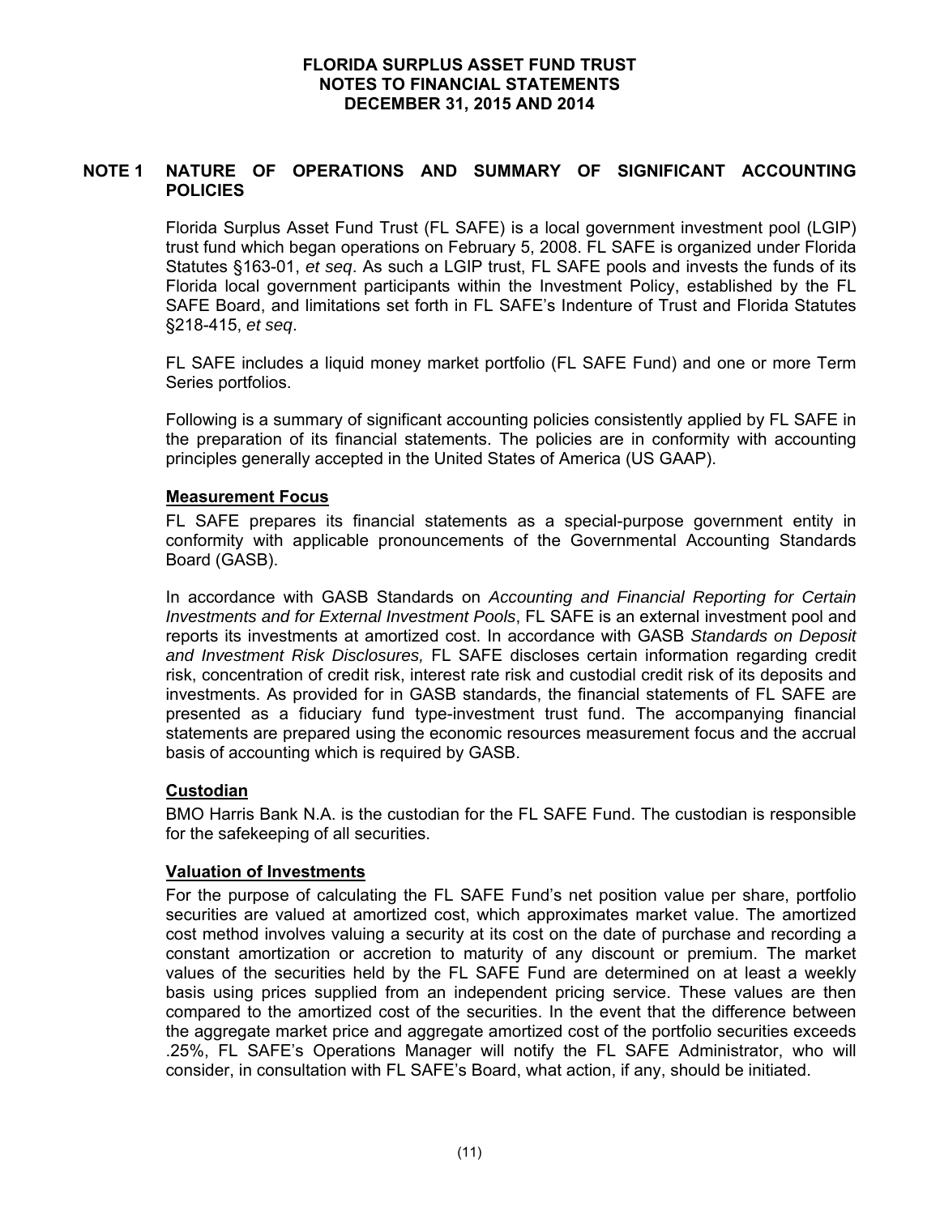# FLORIDA SURPLUS ASSET FUND TRUST
# NOTES TO FINANCIAL STATEMENTS
# DECEMBER 31, 2015 AND 2014

## NOTE 1 NATURE OF OPERATIONS AND SUMMARY OF SIGNIFICANT ACCOUNTING POLICIES

Florida Surplus Asset Fund Trust (FL SAFE) is a local government investment pool (LGIP) trust fund which began operations on February 5, 2008. FL SAFE is organized under Florida Statutes §163-01, *et seq*. As such a LGIP trust, FL SAFE pools and invests the funds of its Florida local government participants within the Investment Policy, established by the FL SAFE Board, and limitations set forth in FL SAFE's Indenture of Trust and Florida Statutes §218-415, *et seq*.

FL SAFE includes a liquid money market portfolio (FL SAFE Fund) and one or more Term Series portfolios.

Following is a summary of significant accounting policies consistently applied by FL SAFE in the preparation of its financial statements. The policies are in conformity with accounting principles generally accepted in the United States of America (US GAAP).

### Measurement Focus

FL SAFE prepares its financial statements as a special-purpose government entity in conformity with applicable pronouncements of the Governmental Accounting Standards Board (GASB).

In accordance with GASB Standards on *Accounting and Financial Reporting for Certain Investments and for External Investment Pools*, FL SAFE is an external investment pool and reports its investments at amortized cost. In accordance with GASB *Standards on Deposit and Investment Risk Disclosures,* FL SAFE discloses certain information regarding credit risk, concentration of credit risk, interest rate risk and custodial credit risk of its deposits and investments. As provided for in GASB standards, the financial statements of FL SAFE are presented as a fiduciary fund type-investment trust fund. The accompanying financial statements are prepared using the economic resources measurement focus and the accrual basis of accounting which is required by GASB.

### Custodian

BMO Harris Bank N.A. is the custodian for the FL SAFE Fund. The custodian is responsible for the safekeeping of all securities.

### Valuation of Investments

For the purpose of calculating the FL SAFE Fund's net position value per share, portfolio securities are valued at amortized cost, which approximates market value. The amortized cost method involves valuing a security at its cost on the date of purchase and recording a constant amortization or accretion to maturity of any discount or premium. The market values of the securities held by the FL SAFE Fund are determined on at least a weekly basis using prices supplied from an independent pricing service. These values are then compared to the amortized cost of the securities. In the event that the difference between the aggregate market price and aggregate amortized cost of the portfolio securities exceeds .25%, FL SAFE's Operations Manager will notify the FL SAFE Administrator, who will consider, in consultation with FL SAFE's Board, what action, if any, should be initiated.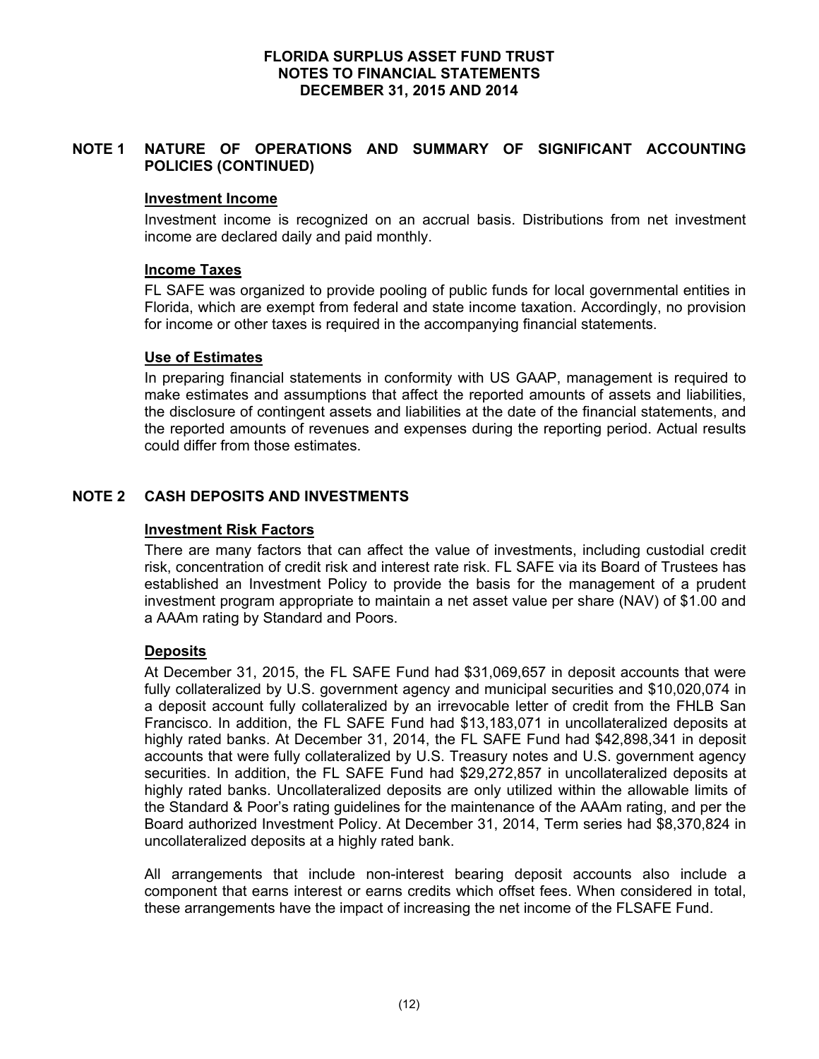## NOTE 1 NATURE OF OPERATIONS AND SUMMARY OF SIGNIFICANT ACCOUNTING POLICIES (CONTINUED)

### Investment Income

Investment income is recognized on an accrual basis. Distributions from net investment income are declared daily and paid monthly.

### Income Taxes

FL SAFE was organized to provide pooling of public funds for local governmental entities in Florida, which are exempt from federal and state income taxation. Accordingly, no provision for income or other taxes is required in the accompanying financial statements.

### Use of Estimates

In preparing financial statements in conformity with US GAAP, management is required to make estimates and assumptions that affect the reported amounts of assets and liabilities, the disclosure of contingent assets and liabilities at the date of the financial statements, and the reported amounts of revenues and expenses during the reporting period. Actual results could differ from those estimates.

## NOTE 2 CASH DEPOSITS AND INVESTMENTS

### Investment Risk Factors

There are many factors that can affect the value of investments, including custodial credit risk, concentration of credit risk and interest rate risk. FL SAFE via its Board of Trustees has established an Investment Policy to provide the basis for the management of a prudent investment program appropriate to maintain a net asset value per share (NAV) of $1.00 and a AAAm rating by Standard and Poors.

### Deposits

At December 31, 2015, the FL SAFE Fund had $31,069,657 in deposit accounts that were fully collateralized by U.S. government agency and municipal securities and $10,020,074 in a deposit account fully collateralized by an irrevocable letter of credit from the FHLB San Francisco. In addition, the FL SAFE Fund had $13,183,071 in uncollateralized deposits at highly rated banks. At December 31, 2014, the FL SAFE Fund had $42,898,341 in deposit accounts that were fully collateralized by U.S. Treasury notes and U.S. government agency securities. In addition, the FL SAFE Fund had $29,272,857 in uncollateralized deposits at highly rated banks. Uncollateralized deposits are only utilized within the allowable limits of the Standard & Poor's rating guidelines for the maintenance of the AAAm rating, and per the Board authorized Investment Policy. At December 31, 2014, Term series had $8,370,824 in uncollateralized deposits at a highly rated bank.

All arrangements that include non-interest bearing deposit accounts also include a component that earns interest or earns credits which offset fees. When considered in total, these arrangements have the impact of increasing the net income of the FLSAFE Fund.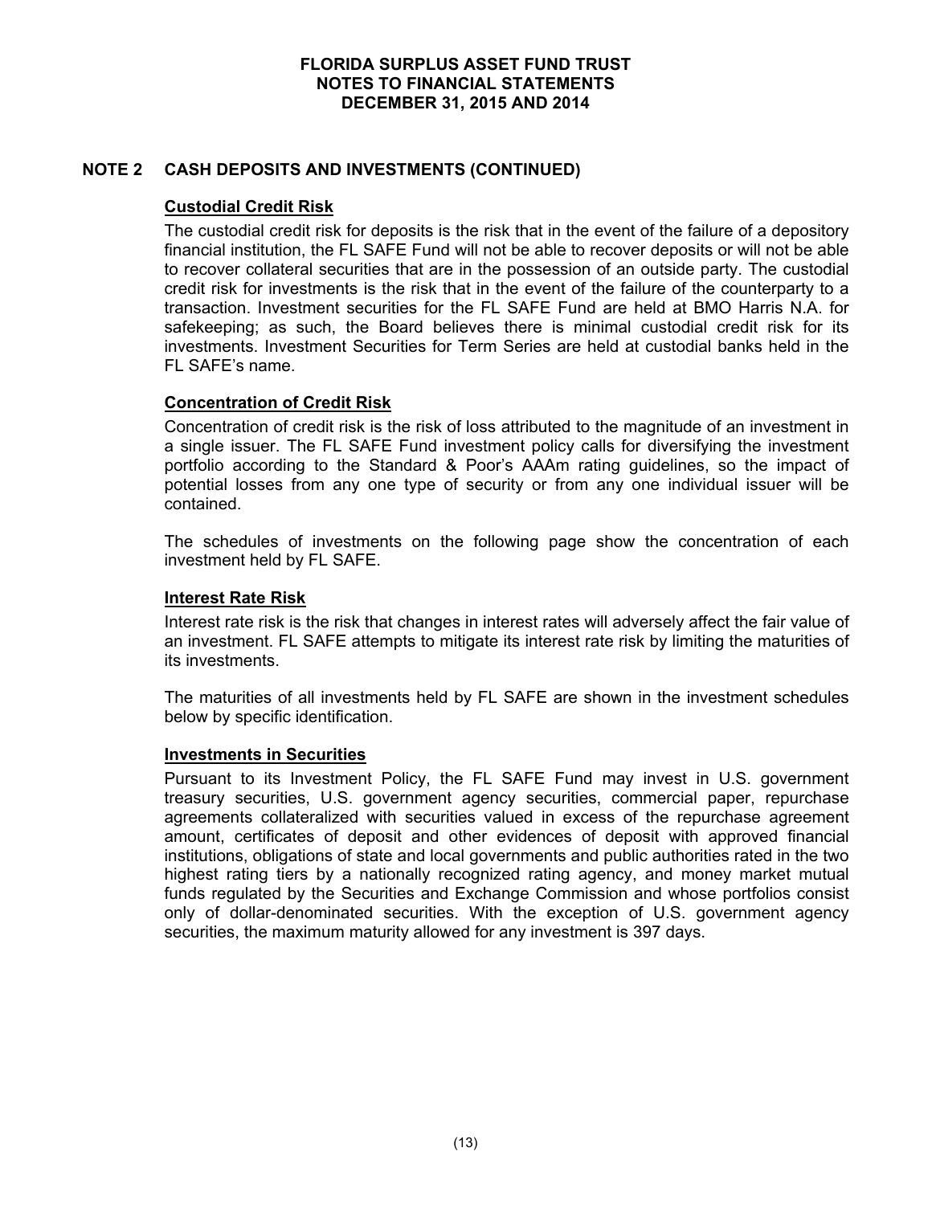# FLORIDA SURPLUS ASSET FUND TRUST
## NOTES TO FINANCIAL STATEMENTS
## DECEMBER 31, 2015 AND 2014

## NOTE 2 CASH DEPOSITS AND INVESTMENTS (CONTINUED)

### Custodial Credit Risk

The custodial credit risk for deposits is the risk that in the event of the failure of a depository financial institution, the FL SAFE Fund will not be able to recover deposits or will not be able to recover collateral securities that are in the possession of an outside party. The custodial credit risk for investments is the risk that in the event of the failure of the counterparty to a transaction. Investment securities for the FL SAFE Fund are held at BMO Harris N.A. for safekeeping; as such, the Board believes there is minimal custodial credit risk for its investments. Investment Securities for Term Series are held at custodial banks held in the FL SAFE's name.

### Concentration of Credit Risk

Concentration of credit risk is the risk of loss attributed to the magnitude of an investment in a single issuer. The FL SAFE Fund investment policy calls for diversifying the investment portfolio according to the Standard & Poor's AAAm rating guidelines, so the impact of potential losses from any one type of security or from any one individual issuer will be contained.

The schedules of investments on the following page show the concentration of each investment held by FL SAFE.

### Interest Rate Risk

Interest rate risk is the risk that changes in interest rates will adversely affect the fair value of an investment. FL SAFE attempts to mitigate its interest rate risk by limiting the maturities of its investments.

The maturities of all investments held by FL SAFE are shown in the investment schedules below by specific identification.

### Investments in Securities

Pursuant to its Investment Policy, the FL SAFE Fund may invest in U.S. government treasury securities, U.S. government agency securities, commercial paper, repurchase agreements collateralized with securities valued in excess of the repurchase agreement amount, certificates of deposit and other evidences of deposit with approved financial institutions, obligations of state and local governments and public authorities rated in the two highest rating tiers by a nationally recognized rating agency, and money market mutual funds regulated by the Securities and Exchange Commission and whose portfolios consist only of dollar-denominated securities. With the exception of U.S. government agency securities, the maximum maturity allowed for any investment is 397 days.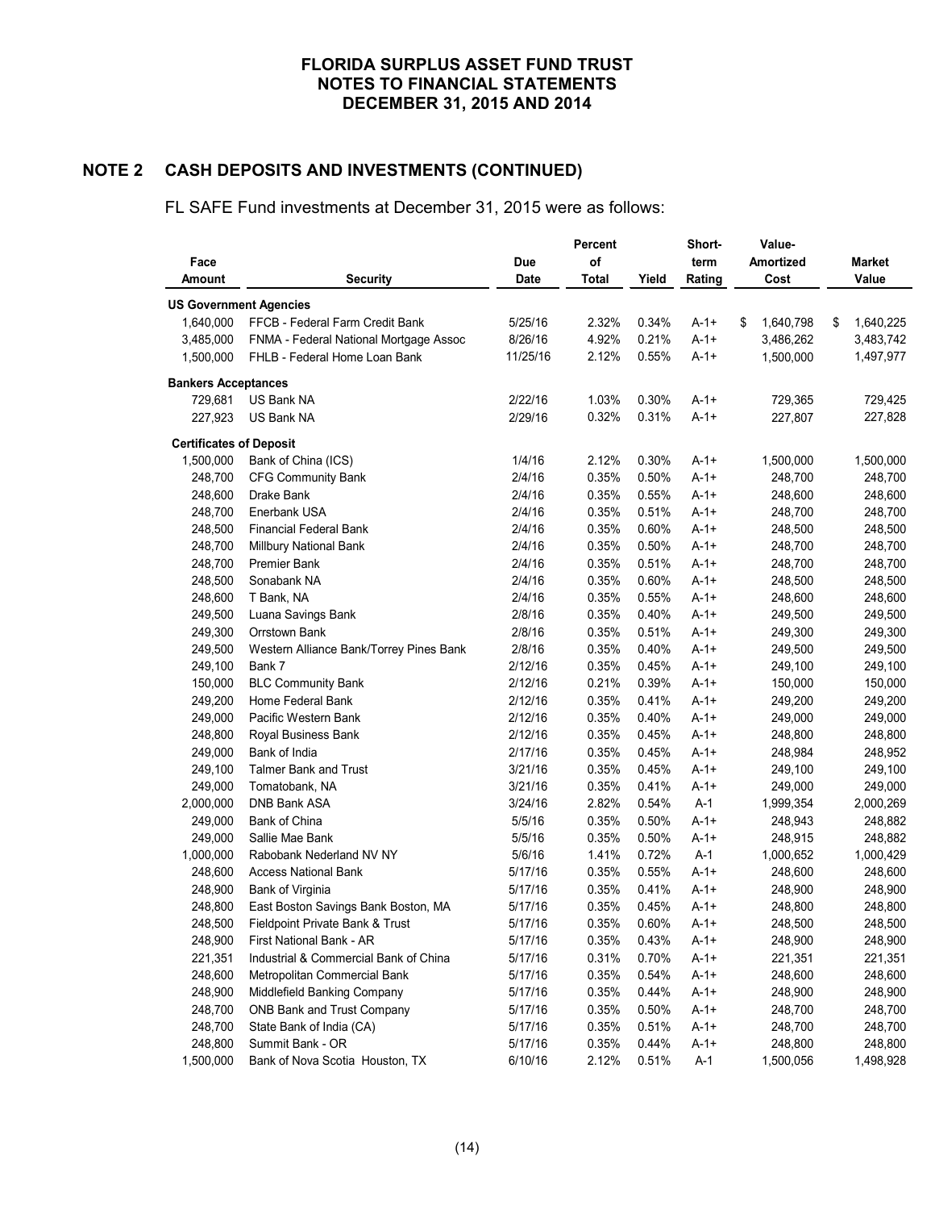# FLORIDA SURPLUS ASSET FUND TRUST
# NOTES TO FINANCIAL STATEMENTS
# DECEMBER 31, 2015 AND 2014

## NOTE 2 CASH DEPOSITS AND INVESTMENTS (CONTINUED)

FL SAFE Fund investments at December 31, 2015 were as follows:

| Face Amount | Security | Due Date | Percent of Total | Yield | Short-term Rating | Value-Amortized Cost | Market Value |
|---|---|---|---|---|---|---|---|
| **US Government Agencies** | | | | | | | |
| 1,640,000 | FFCB - Federal Farm Credit Bank | 5/25/16 | 2.32% | 0.34% | A-1+ | $ 1,640,798 | $ 1,640,225 |
| 3,485,000 | FNMA - Federal National Mortgage Assoc | 8/26/16 | 4.92% | 0.21% | A-1+ | 3,486,262 | 3,483,742 |
| 1,500,000 | FHLB - Federal Home Loan Bank | 11/25/16 | 2.12% | 0.55% | A-1+ | 1,500,000 | 1,497,977 |
| **Bankers Acceptances** | | | | | | | |
| 729,681 | US Bank NA | 2/22/16 | 1.03% | 0.30% | A-1+ | 729,365 | 729,425 |
| 227,923 | US Bank NA | 2/29/16 | 0.32% | 0.31% | A-1+ | 227,807 | 227,828 |
| **Certificates of Deposit** | | | | | | | |
| 1,500,000 | Bank of China (ICS) | 1/4/16 | 2.12% | 0.30% | A-1+ | 1,500,000 | 1,500,000 |
| 248,700 | CFG Community Bank | 2/4/16 | 0.35% | 0.50% | A-1+ | 248,700 | 248,700 |
| 248,600 | Drake Bank | 2/4/16 | 0.35% | 0.55% | A-1+ | 248,600 | 248,600 |
| 248,700 | Enerbank USA | 2/4/16 | 0.35% | 0.51% | A-1+ | 248,700 | 248,700 |
| 248,500 | Financial Federal Bank | 2/4/16 | 0.35% | 0.60% | A-1+ | 248,500 | 248,500 |
| 248,700 | Millbury National Bank | 2/4/16 | 0.35% | 0.50% | A-1+ | 248,700 | 248,700 |
| 248,700 | Premier Bank | 2/4/16 | 0.35% | 0.51% | A-1+ | 248,700 | 248,700 |
| 248,500 | Sonabank NA | 2/4/16 | 0.35% | 0.60% | A-1+ | 248,500 | 248,500 |
| 248,600 | T Bank, NA | 2/4/16 | 0.35% | 0.55% | A-1+ | 248,600 | 248,600 |
| 249,500 | Luana Savings Bank | 2/8/16 | 0.35% | 0.40% | A-1+ | 249,500 | 249,500 |
| 249,300 | Orrstown Bank | 2/8/16 | 0.35% | 0.51% | A-1+ | 249,300 | 249,300 |
| 249,500 | Western Alliance Bank/Torrey Pines Bank | 2/8/16 | 0.35% | 0.40% | A-1+ | 249,500 | 249,500 |
| 249,100 | Bank 7 | 2/12/16 | 0.35% | 0.45% | A-1+ | 249,100 | 249,100 |
| 150,000 | BLC Community Bank | 2/12/16 | 0.21% | 0.39% | A-1+ | 150,000 | 150,000 |
| 249,200 | Home Federal Bank | 2/12/16 | 0.35% | 0.41% | A-1+ | 249,200 | 249,200 |
| 249,000 | Pacific Western Bank | 2/12/16 | 0.35% | 0.40% | A-1+ | 249,000 | 249,000 |
| 248,800 | Royal Business Bank | 2/12/16 | 0.35% | 0.45% | A-1+ | 248,800 | 248,800 |
| 249,000 | Bank of India | 2/17/16 | 0.35% | 0.45% | A-1+ | 248,984 | 248,952 |
| 249,100 | Talmer Bank and Trust | 3/21/16 | 0.35% | 0.45% | A-1+ | 249,100 | 249,100 |
| 249,000 | Tomatobank, NA | 3/21/16 | 0.35% | 0.41% | A-1+ | 249,000 | 249,000 |
| 2,000,000 | DNB Bank ASA | 3/24/16 | 2.82% | 0.54% | A-1 | 1,999,354 | 2,000,269 |
| 249,000 | Bank of China | 5/5/16 | 0.35% | 0.50% | A-1+ | 248,943 | 248,882 |
| 249,000 | Sallie Mae Bank | 5/5/16 | 0.35% | 0.50% | A-1+ | 248,915 | 248,882 |
| 1,000,000 | Rabobank Nederland NV NY | 5/6/16 | 1.41% | 0.72% | A-1 | 1,000,652 | 1,000,429 |
| 248,600 | Access National Bank | 5/17/16 | 0.35% | 0.55% | A-1+ | 248,600 | 248,600 |
| 248,900 | Bank of Virginia | 5/17/16 | 0.35% | 0.41% | A-1+ | 248,900 | 248,900 |
| 248,800 | East Boston Savings Bank Boston, MA | 5/17/16 | 0.35% | 0.45% | A-1+ | 248,800 | 248,800 |
| 248,500 | Fieldpoint Private Bank & Trust | 5/17/16 | 0.35% | 0.60% | A-1+ | 248,500 | 248,500 |
| 248,900 | First National Bank - AR | 5/17/16 | 0.35% | 0.43% | A-1+ | 248,900 | 248,900 |
| 221,351 | Industrial & Commercial Bank of China | 5/17/16 | 0.31% | 0.70% | A-1+ | 221,351 | 221,351 |
| 248,600 | Metropolitan Commercial Bank | 5/17/16 | 0.35% | 0.54% | A-1+ | 248,600 | 248,600 |
| 248,900 | Middlefield Banking Company | 5/17/16 | 0.35% | 0.44% | A-1+ | 248,900 | 248,900 |
| 248,700 | ONB Bank and Trust Company | 5/17/16 | 0.35% | 0.50% | A-1+ | 248,700 | 248,700 |
| 248,700 | State Bank of India (CA) | 5/17/16 | 0.35% | 0.51% | A-1+ | 248,700 | 248,700 |
| 248,800 | Summit Bank - OR | 5/17/16 | 0.35% | 0.44% | A-1+ | 248,800 | 248,800 |
| 1,500,000 | Bank of Nova Scotia Houston, TX | 6/10/16 | 2.12% | 0.51% | A-1 | 1,500,056 | 1,498,928 |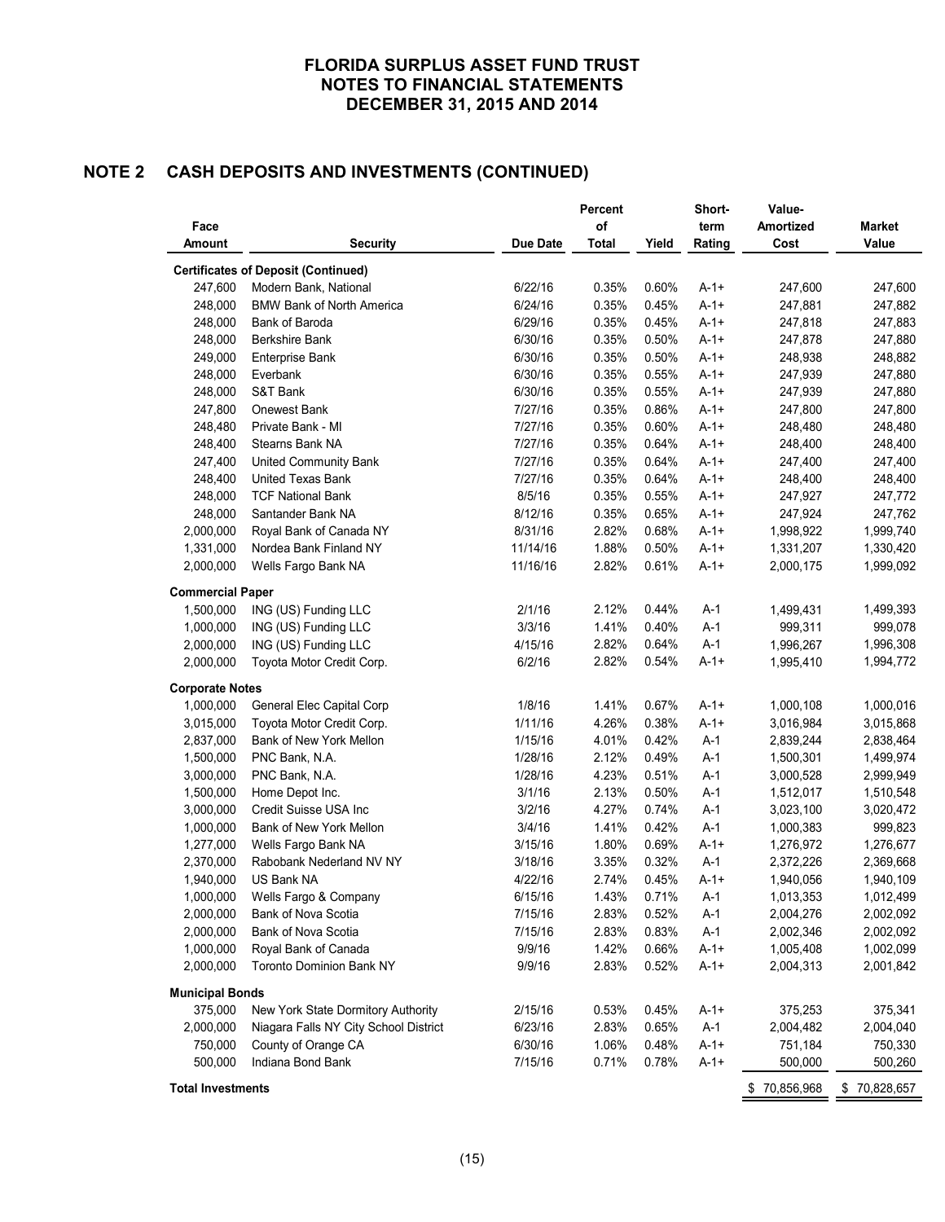# FLORIDA SURPLUS ASSET FUND TRUST
# NOTES TO FINANCIAL STATEMENTS
# DECEMBER 31, 2015 AND 2014

## NOTE 2 CASH DEPOSITS AND INVESTMENTS (CONTINUED)

| Face Amount | Security | Due Date | Percent of Total | Yield | Short-term Rating | Value-Amortized Cost | Market Value |
|---|---|---|---|---|---|---|---|
| **Certificates of Deposit (Continued)** | | | | | | | |
| 247,600 | Modern Bank, National | 6/22/16 | 0.35% | 0.60% | A-1+ | 247,600 | 247,600 |
| 248,000 | BMW Bank of North America | 6/24/16 | 0.35% | 0.45% | A-1+ | 247,881 | 247,882 |
| 248,000 | Bank of Baroda | 6/29/16 | 0.35% | 0.45% | A-1+ | 247,818 | 247,883 |
| 248,000 | Berkshire Bank | 6/30/16 | 0.35% | 0.50% | A-1+ | 247,878 | 247,880 |
| 249,000 | Enterprise Bank | 6/30/16 | 0.35% | 0.50% | A-1+ | 248,938 | 248,882 |
| 248,000 | Everbank | 6/30/16 | 0.35% | 0.55% | A-1+ | 247,939 | 247,880 |
| 248,000 | S&T Bank | 6/30/16 | 0.35% | 0.55% | A-1+ | 247,939 | 247,880 |
| 247,800 | Onewest Bank | 7/27/16 | 0.35% | 0.86% | A-1+ | 247,800 | 247,800 |
| 248,480 | Private Bank - MI | 7/27/16 | 0.35% | 0.60% | A-1+ | 248,480 | 248,480 |
| 248,400 | Stearns Bank NA | 7/27/16 | 0.35% | 0.64% | A-1+ | 248,400 | 248,400 |
| 247,400 | United Community Bank | 7/27/16 | 0.35% | 0.64% | A-1+ | 247,400 | 247,400 |
| 248,400 | United Texas Bank | 7/27/16 | 0.35% | 0.64% | A-1+ | 248,400 | 248,400 |
| 248,000 | TCF National Bank | 8/5/16 | 0.35% | 0.55% | A-1+ | 247,927 | 247,772 |
| 248,000 | Santander Bank NA | 8/12/16 | 0.35% | 0.65% | A-1+ | 247,924 | 247,762 |
| 2,000,000 | Royal Bank of Canada NY | 8/31/16 | 2.82% | 0.68% | A-1+ | 1,998,922 | 1,999,740 |
| 1,331,000 | Nordea Bank Finland NY | 11/14/16 | 1.88% | 0.50% | A-1+ | 1,331,207 | 1,330,420 |
| 2,000,000 | Wells Fargo Bank NA | 11/16/16 | 2.82% | 0.61% | A-1+ | 2,000,175 | 1,999,092 |
| **Commercial Paper** | | | | | | | |
| 1,500,000 | ING (US) Funding LLC | 2/1/16 | 2.12% | 0.44% | A-1 | 1,499,431 | 1,499,393 |
| 1,000,000 | ING (US) Funding LLC | 3/3/16 | 1.41% | 0.40% | A-1 | 999,311 | 999,078 |
| 2,000,000 | ING (US) Funding LLC | 4/15/16 | 2.82% | 0.64% | A-1 | 1,996,267 | 1,996,308 |
| 2,000,000 | Toyota Motor Credit Corp. | 6/2/16 | 2.82% | 0.54% | A-1+ | 1,995,410 | 1,994,772 |
| **Corporate Notes** | | | | | | | |
| 1,000,000 | General Elec Capital Corp | 1/8/16 | 1.41% | 0.67% | A-1+ | 1,000,108 | 1,000,016 |
| 3,015,000 | Toyota Motor Credit Corp. | 1/11/16 | 4.26% | 0.38% | A-1+ | 3,016,984 | 3,015,868 |
| 2,837,000 | Bank of New York Mellon | 1/15/16 | 4.01% | 0.42% | A-1 | 2,839,244 | 2,838,464 |
| 1,500,000 | PNC Bank, N.A. | 1/28/16 | 2.12% | 0.49% | A-1 | 1,500,301 | 1,499,974 |
| 3,000,000 | PNC Bank, N.A. | 1/28/16 | 4.23% | 0.51% | A-1 | 3,000,528 | 2,999,949 |
| 1,500,000 | Home Depot Inc. | 3/1/16 | 2.13% | 0.50% | A-1 | 1,512,017 | 1,510,548 |
| 3,000,000 | Credit Suisse USA Inc | 3/2/16 | 4.27% | 0.74% | A-1 | 3,023,100 | 3,020,472 |
| 1,000,000 | Bank of New York Mellon | 3/4/16 | 1.41% | 0.42% | A-1 | 1,000,383 | 999,823 |
| 1,277,000 | Wells Fargo Bank NA | 3/15/16 | 1.80% | 0.69% | A-1+ | 1,276,972 | 1,276,677 |
| 2,370,000 | Rabobank Nederland NV NY | 3/18/16 | 3.35% | 0.32% | A-1 | 2,372,226 | 2,369,668 |
| 1,940,000 | US Bank NA | 4/22/16 | 2.74% | 0.45% | A-1+ | 1,940,056 | 1,940,109 |
| 1,000,000 | Wells Fargo & Company | 6/15/16 | 1.43% | 0.71% | A-1 | 1,013,353 | 1,012,499 |
| 2,000,000 | Bank of Nova Scotia | 7/15/16 | 2.83% | 0.52% | A-1 | 2,004,276 | 2,002,092 |
| 2,000,000 | Bank of Nova Scotia | 7/15/16 | 2.83% | 0.83% | A-1 | 2,002,346 | 2,002,092 |
| 1,000,000 | Royal Bank of Canada | 9/9/16 | 1.42% | 0.66% | A-1+ | 1,005,408 | 1,002,099 |
| 2,000,000 | Toronto Dominion Bank NY | 9/9/16 | 2.83% | 0.52% | A-1+ | 2,004,313 | 2,001,842 |
| **Municipal Bonds** | | | | | | | |
| 375,000 | New York State Dormitory Authority | 2/15/16 | 0.53% | 0.45% | A-1+ | 375,253 | 375,341 |
| 2,000,000 | Niagara Falls NY City School District | 6/23/16 | 2.83% | 0.65% | A-1 | 2,004,482 | 2,004,040 |
| 750,000 | County of Orange CA | 6/30/16 | 1.06% | 0.48% | A-1+ | 751,184 | 750,330 |
| 500,000 | Indiana Bond Bank | 7/15/16 | 0.71% | 0.78% | A-1+ | 500,000 | 500,260 |
| **Total Investments** | | | | | | $ 70,856,968 | $ 70,828,657 |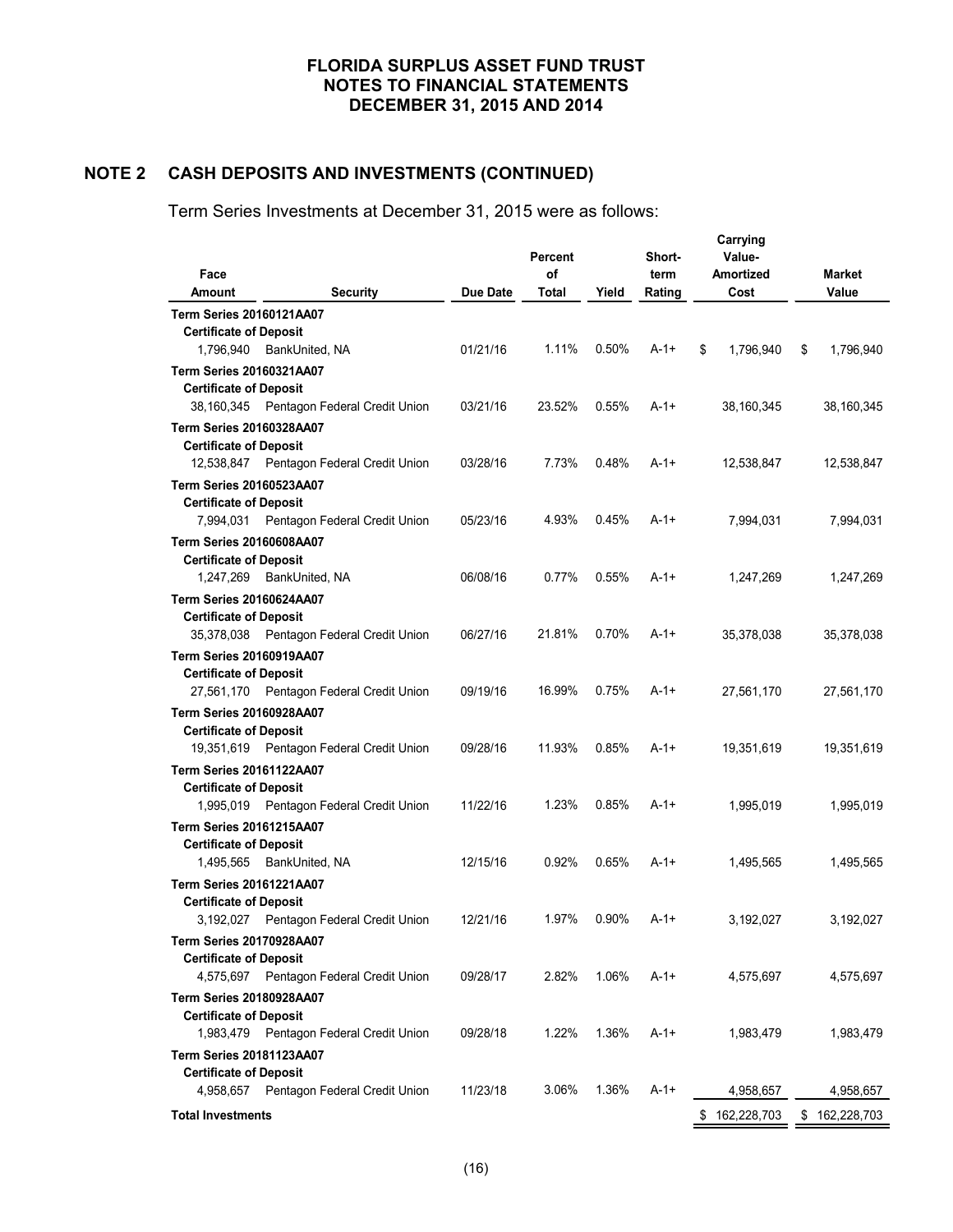## NOTE 2 CASH DEPOSITS AND INVESTMENTS (CONTINUED)

Term Series Investments at December 31, 2015 were as follows:

| Face Amount | Security | Due Date | Percent of Total | Yield | Short-term Rating | Carrying Value-Amortized Cost | Market Value |
|---|---|---|---|---|---|---|---|
| **Term Series 20160121AA07** | | | | | | | |
| **Certificate of Deposit** | | | | | | | |
| 1,796,940 | BankUnited, NA | 01/21/16 | 1.11% | 0.50% | A-1+ | $ 1,796,940 | $ 1,796,940 |
| **Term Series 20160321AA07** | | | | | | | |
| **Certificate of Deposit** | | | | | | | |
| 38,160,345 | Pentagon Federal Credit Union | 03/21/16 | 23.52% | 0.55% | A-1+ | 38,160,345 | 38,160,345 |
| **Term Series 20160328AA07** | | | | | | | |
| **Certificate of Deposit** | | | | | | | |
| 12,538,847 | Pentagon Federal Credit Union | 03/28/16 | 7.73% | 0.48% | A-1+ | 12,538,847 | 12,538,847 |
| **Term Series 20160523AA07** | | | | | | | |
| **Certificate of Deposit** | | | | | | | |
| 7,994,031 | Pentagon Federal Credit Union | 05/23/16 | 4.93% | 0.45% | A-1+ | 7,994,031 | 7,994,031 |
| **Term Series 20160608AA07** | | | | | | | |
| **Certificate of Deposit** | | | | | | | |
| 1,247,269 | BankUnited, NA | 06/08/16 | 0.77% | 0.55% | A-1+ | 1,247,269 | 1,247,269 |
| **Term Series 20160624AA07** | | | | | | | |
| **Certificate of Deposit** | | | | | | | |
| 35,378,038 | Pentagon Federal Credit Union | 06/27/16 | 21.81% | 0.70% | A-1+ | 35,378,038 | 35,378,038 |
| **Term Series 20160919AA07** | | | | | | | |
| **Certificate of Deposit** | | | | | | | |
| 27,561,170 | Pentagon Federal Credit Union | 09/19/16 | 16.99% | 0.75% | A-1+ | 27,561,170 | 27,561,170 |
| **Term Series 20160928AA07** | | | | | | | |
| **Certificate of Deposit** | | | | | | | |
| 19,351,619 | Pentagon Federal Credit Union | 09/28/16 | 11.93% | 0.85% | A-1+ | 19,351,619 | 19,351,619 |
| **Term Series 20161122AA07** | | | | | | | |
| **Certificate of Deposit** | | | | | | | |
| 1,995,019 | Pentagon Federal Credit Union | 11/22/16 | 1.23% | 0.85% | A-1+ | 1,995,019 | 1,995,019 |
| **Term Series 20161215AA07** | | | | | | | |
| **Certificate of Deposit** | | | | | | | |
| 1,495,565 | BankUnited, NA | 12/15/16 | 0.92% | 0.65% | A-1+ | 1,495,565 | 1,495,565 |
| **Term Series 20161221AA07** | | | | | | | |
| **Certificate of Deposit** | | | | | | | |
| 3,192,027 | Pentagon Federal Credit Union | 12/21/16 | 1.97% | 0.90% | A-1+ | 3,192,027 | 3,192,027 |
| **Term Series 20170928AA07** | | | | | | | |
| **Certificate of Deposit** | | | | | | | |
| 4,575,697 | Pentagon Federal Credit Union | 09/28/17 | 2.82% | 1.06% | A-1+ | 4,575,697 | 4,575,697 |
| **Term Series 20180928AA07** | | | | | | | |
| **Certificate of Deposit** | | | | | | | |
| 1,983,479 | Pentagon Federal Credit Union | 09/28/18 | 1.22% | 1.36% | A-1+ | 1,983,479 | 1,983,479 |
| **Term Series 20181123AA07** | | | | | | | |
| **Certificate of Deposit** | | | | | | | |
| 4,958,657 | Pentagon Federal Credit Union | 11/23/18 | 3.06% | 1.36% | A-1+ | 4,958,657 | 4,958,657 |
| **Total Investments** | | | | | | $ 162,228,703 | $ 162,228,703 |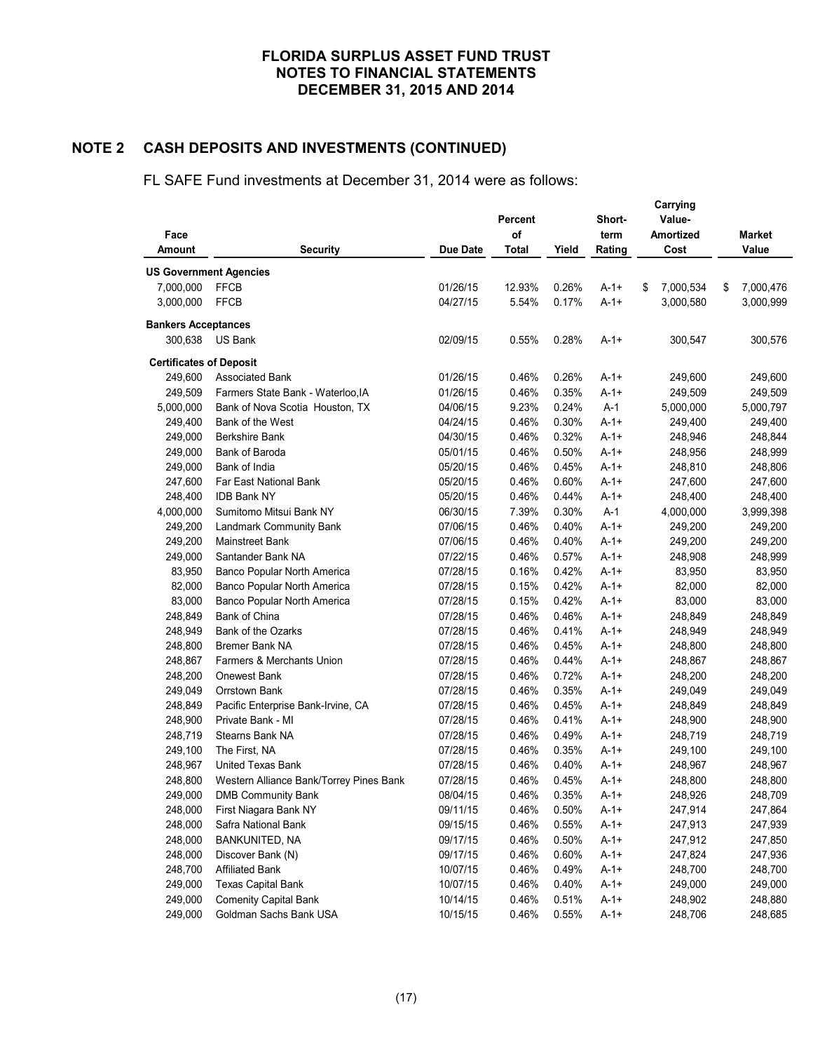# FLORIDA SURPLUS ASSET FUND TRUST
# NOTES TO FINANCIAL STATEMENTS
# DECEMBER 31, 2015 AND 2014

## NOTE 2 CASH DEPOSITS AND INVESTMENTS (CONTINUED)

FL SAFE Fund investments at December 31, 2014 were as follows:

| Face Amount | Security | Due Date | Percent of Total | Yield | Short-term Rating | Carrying Value- Amortized Cost | Market Value |
|---|---|---|---|---|---|---|---|
| **US Government Agencies** | | | | | | | |
| 7,000,000 | FFCB | 01/26/15 | 12.93% | 0.26% | A-1+ | $ 7,000,534 | $ 7,000,476 |
| 3,000,000 | FFCB | 04/27/15 | 5.54% | 0.17% | A-1+ | 3,000,580 | 3,000,999 |
| **Bankers Acceptances** | | | | | | | |
| 300,638 | US Bank | 02/09/15 | 0.55% | 0.28% | A-1+ | 300,547 | 300,576 |
| **Certificates of Deposit** | | | | | | | |
| 249,600 | Associated Bank | 01/26/15 | 0.46% | 0.26% | A-1+ | 249,600 | 249,600 |
| 249,509 | Farmers State Bank - Waterloo,IA | 01/26/15 | 0.46% | 0.35% | A-1+ | 249,509 | 249,509 |
| 5,000,000 | Bank of Nova Scotia Houston, TX | 04/06/15 | 9.23% | 0.24% | A-1 | 5,000,000 | 5,000,797 |
| 249,400 | Bank of the West | 04/24/15 | 0.46% | 0.30% | A-1+ | 249,400 | 249,400 |
| 249,000 | Berkshire Bank | 04/30/15 | 0.46% | 0.32% | A-1+ | 248,946 | 248,844 |
| 249,000 | Bank of Baroda | 05/01/15 | 0.46% | 0.50% | A-1+ | 248,956 | 248,999 |
| 249,000 | Bank of India | 05/20/15 | 0.46% | 0.45% | A-1+ | 248,810 | 248,806 |
| 247,600 | Far East National Bank | 05/20/15 | 0.46% | 0.60% | A-1+ | 247,600 | 247,600 |
| 248,400 | IDB Bank NY | 05/20/15 | 0.46% | 0.44% | A-1+ | 248,400 | 248,400 |
| 4,000,000 | Sumitomo Mitsui Bank NY | 06/30/15 | 7.39% | 0.30% | A-1 | 4,000,000 | 3,999,398 |
| 249,200 | Landmark Community Bank | 07/06/15 | 0.46% | 0.40% | A-1+ | 249,200 | 249,200 |
| 249,200 | Mainstreet Bank | 07/06/15 | 0.46% | 0.40% | A-1+ | 249,200 | 249,200 |
| 249,000 | Santander Bank NA | 07/22/15 | 0.46% | 0.57% | A-1+ | 248,908 | 248,999 |
| 83,950 | Banco Popular North America | 07/28/15 | 0.16% | 0.42% | A-1+ | 83,950 | 83,950 |
| 82,000 | Banco Popular North America | 07/28/15 | 0.15% | 0.42% | A-1+ | 82,000 | 82,000 |
| 83,000 | Banco Popular North America | 07/28/15 | 0.15% | 0.42% | A-1+ | 83,000 | 83,000 |
| 248,849 | Bank of China | 07/28/15 | 0.46% | 0.46% | A-1+ | 248,849 | 248,849 |
| 248,949 | Bank of the Ozarks | 07/28/15 | 0.46% | 0.41% | A-1+ | 248,949 | 248,949 |
| 248,800 | Bremer Bank NA | 07/28/15 | 0.46% | 0.45% | A-1+ | 248,800 | 248,800 |
| 248,867 | Farmers & Merchants Union | 07/28/15 | 0.46% | 0.44% | A-1+ | 248,867 | 248,867 |
| 248,200 | Onewest Bank | 07/28/15 | 0.46% | 0.72% | A-1+ | 248,200 | 248,200 |
| 249,049 | Orrstown Bank | 07/28/15 | 0.46% | 0.35% | A-1+ | 249,049 | 249,049 |
| 248,849 | Pacific Enterprise Bank-Irvine, CA | 07/28/15 | 0.46% | 0.45% | A-1+ | 248,849 | 248,849 |
| 248,900 | Private Bank - MI | 07/28/15 | 0.46% | 0.41% | A-1+ | 248,900 | 248,900 |
| 248,719 | Stearns Bank NA | 07/28/15 | 0.46% | 0.49% | A-1+ | 248,719 | 248,719 |
| 249,100 | The First, NA | 07/28/15 | 0.46% | 0.35% | A-1+ | 249,100 | 249,100 |
| 248,967 | United Texas Bank | 07/28/15 | 0.46% | 0.40% | A-1+ | 248,967 | 248,967 |
| 248,800 | Western Alliance Bank/Torrey Pines Bank | 07/28/15 | 0.46% | 0.45% | A-1+ | 248,800 | 248,800 |
| 249,000 | DMB Community Bank | 08/04/15 | 0.46% | 0.35% | A-1+ | 248,926 | 248,709 |
| 248,000 | First Niagara Bank NY | 09/11/15 | 0.46% | 0.50% | A-1+ | 247,914 | 247,864 |
| 248,000 | Safra National Bank | 09/15/15 | 0.46% | 0.55% | A-1+ | 247,913 | 247,939 |
| 248,000 | BANKUNITED, NA | 09/17/15 | 0.46% | 0.50% | A-1+ | 247,912 | 247,850 |
| 248,000 | Discover Bank (N) | 09/17/15 | 0.46% | 0.60% | A-1+ | 247,824 | 247,936 |
| 248,700 | Affiliated Bank | 10/07/15 | 0.46% | 0.49% | A-1+ | 248,700 | 248,700 |
| 249,000 | Texas Capital Bank | 10/07/15 | 0.46% | 0.40% | A-1+ | 249,000 | 249,000 |
| 249,000 | Comenity Capital Bank | 10/14/15 | 0.46% | 0.51% | A-1+ | 248,902 | 248,880 |
| 249,000 | Goldman Sachs Bank USA | 10/15/15 | 0.46% | 0.55% | A-1+ | 248,706 | 248,685 |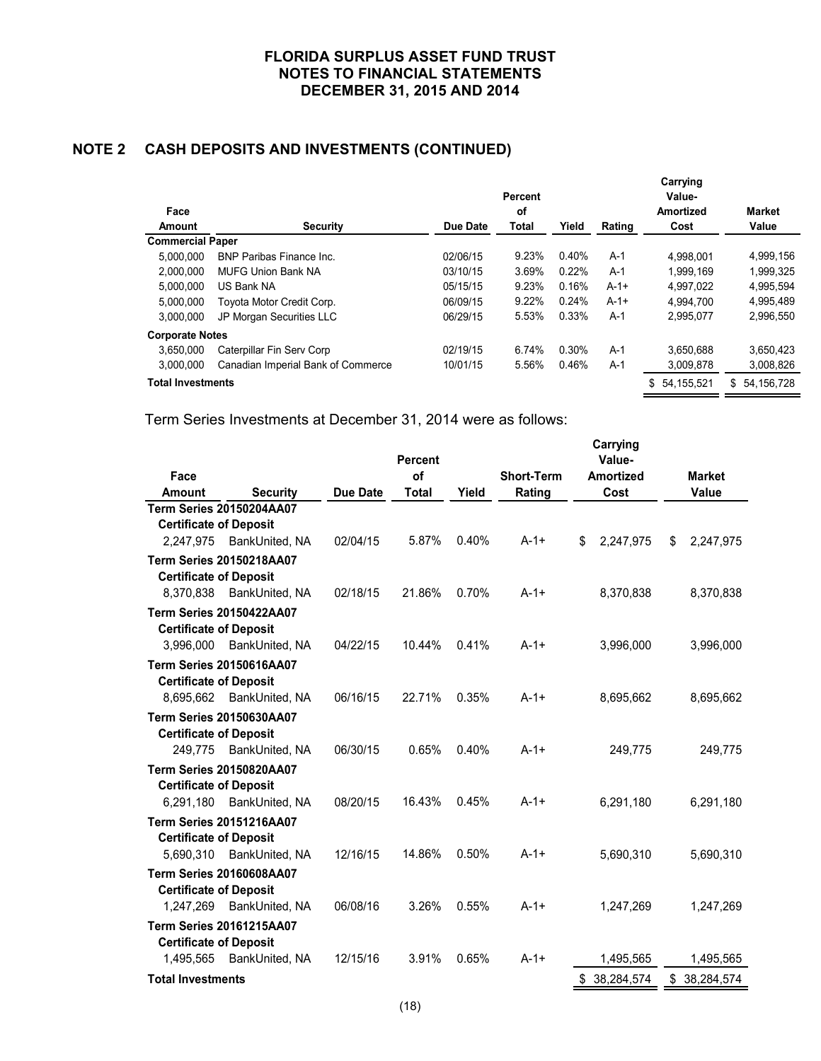## NOTE 2 CASH DEPOSITS AND INVESTMENTS (CONTINUED)

| Face Amount | Security | Due Date | Percent of Total | Yield | Rating | Carrying Value-Amortized Cost | Market Value |
|---|---|---|---|---|---|---|---|
| **Commercial Paper** | | | | | | | |
| 5,000,000 | BNP Paribas Finance Inc. | 02/06/15 | 9.23% | 0.40% | A-1 | 4,998,001 | 4,999,156 |
| 2,000,000 | MUFG Union Bank NA | 03/10/15 | 3.69% | 0.22% | A-1 | 1,999,169 | 1,999,325 |
| 5,000,000 | US Bank NA | 05/15/15 | 9.23% | 0.16% | A-1+ | 4,997,022 | 4,995,594 |
| 5,000,000 | Toyota Motor Credit Corp. | 06/09/15 | 9.22% | 0.24% | A-1+ | 4,994,700 | 4,995,489 |
| 3,000,000 | JP Morgan Securities LLC | 06/29/15 | 5.53% | 0.33% | A-1 | 2,995,077 | 2,996,550 |
| **Corporate Notes** | | | | | | | |
| 3,650,000 | Caterpillar Fin Serv Corp | 02/19/15 | 6.74% | 0.30% | A-1 | 3,650,688 | 3,650,423 |
| 3,000,000 | Canadian Imperial Bank of Commerce | 10/01/15 | 5.56% | 0.46% | A-1 | 3,009,878 | 3,008,826 |
| **Total Investments** | | | | | | $ 54,155,521 | $ 54,156,728 |

Term Series Investments at December 31, 2014 were as follows:

| Face Amount | Security | Due Date | Percent of Total | Yield | Short-Term Rating | Carrying Value-Amortized Cost | Market Value |
|---|---|---|---|---|---|---|---|
| **Term Series 20150204AA07** | | | | | | | |
| **Certificate of Deposit** | | | | | | | |
| 2,247,975 | BankUnited, NA | 02/04/15 | 5.87% | 0.40% | A-1+ | $ 2,247,975 | $ 2,247,975 |
| **Term Series 20150218AA07** | | | | | | | |
| **Certificate of Deposit** | | | | | | | |
| 8,370,838 | BankUnited, NA | 02/18/15 | 21.86% | 0.70% | A-1+ | 8,370,838 | 8,370,838 |
| **Term Series 20150422AA07** | | | | | | | |
| **Certificate of Deposit** | | | | | | | |
| 3,996,000 | BankUnited, NA | 04/22/15 | 10.44% | 0.41% | A-1+ | 3,996,000 | 3,996,000 |
| **Term Series 20150616AA07** | | | | | | | |
| **Certificate of Deposit** | | | | | | | |
| 8,695,662 | BankUnited, NA | 06/16/15 | 22.71% | 0.35% | A-1+ | 8,695,662 | 8,695,662 |
| **Term Series 20150630AA07** | | | | | | | |
| **Certificate of Deposit** | | | | | | | |
| 249,775 | BankUnited, NA | 06/30/15 | 0.65% | 0.40% | A-1+ | 249,775 | 249,775 |
| **Term Series 20150820AA07** | | | | | | | |
| **Certificate of Deposit** | | | | | | | |
| 6,291,180 | BankUnited, NA | 08/20/15 | 16.43% | 0.45% | A-1+ | 6,291,180 | 6,291,180 |
| **Term Series 20151216AA07** | | | | | | | |
| **Certificate of Deposit** | | | | | | | |
| 5,690,310 | BankUnited, NA | 12/16/15 | 14.86% | 0.50% | A-1+ | 5,690,310 | 5,690,310 |
| **Term Series 20160608AA07** | | | | | | | |
| **Certificate of Deposit** | | | | | | | |
| 1,247,269 | BankUnited, NA | 06/08/16 | 3.26% | 0.55% | A-1+ | 1,247,269 | 1,247,269 |
| **Term Series 20161215AA07** | | | | | | | |
| **Certificate of Deposit** | | | | | | | |
| 1,495,565 | BankUnited, NA | 12/15/16 | 3.91% | 0.65% | A-1+ | 1,495,565 | 1,495,565 |
| **Total Investments** | | | | | | $ 38,284,574 | $ 38,284,574 |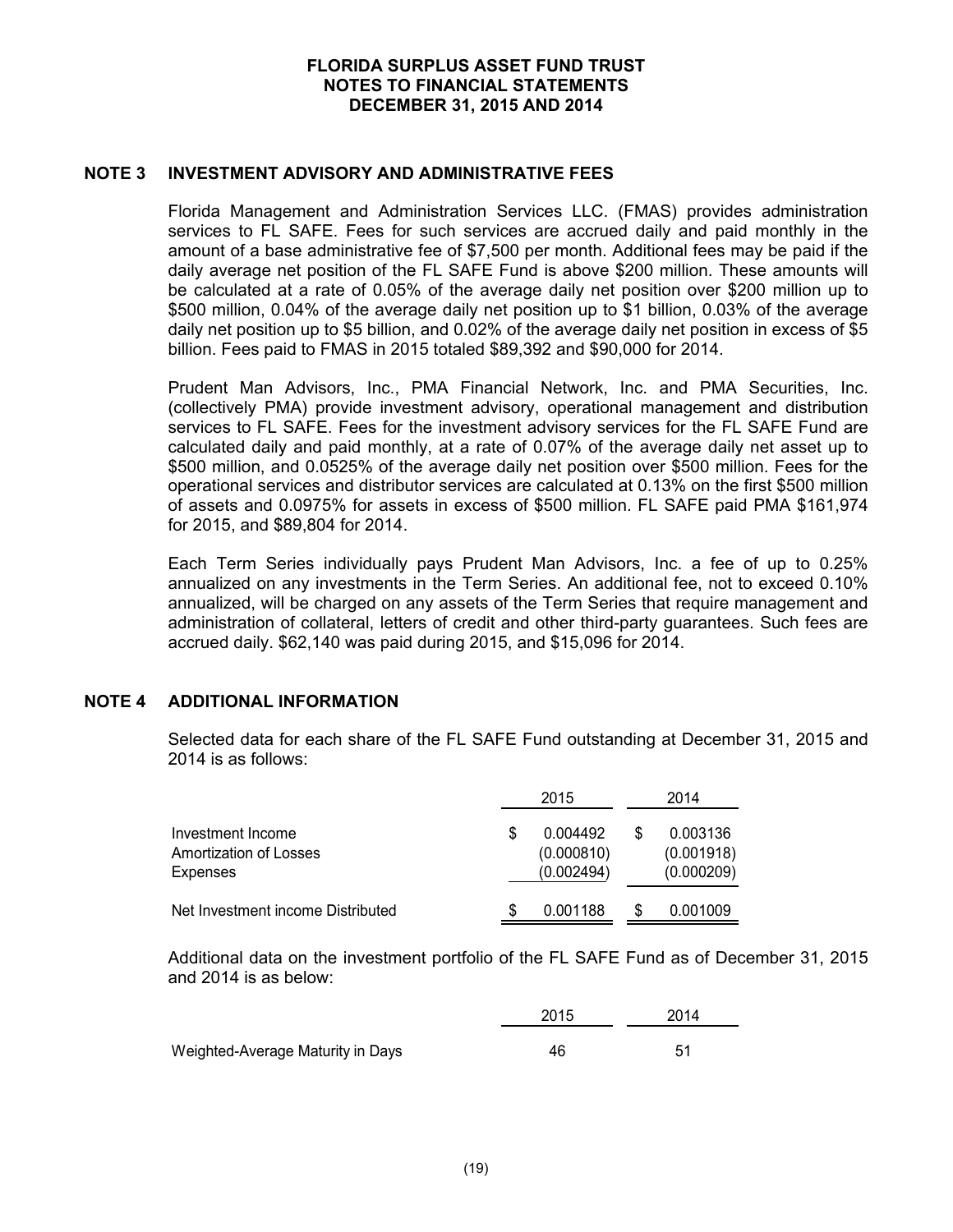# FLORIDA SURPLUS ASSET FUND TRUST
## NOTES TO FINANCIAL STATEMENTS
## DECEMBER 31, 2015 AND 2014

## NOTE 3 INVESTMENT ADVISORY AND ADMINISTRATIVE FEES

Florida Management and Administration Services LLC. (FMAS) provides administration services to FL SAFE. Fees for such services are accrued daily and paid monthly in the amount of a base administrative fee of $7,500 per month. Additional fees may be paid if the daily average net position of the FL SAFE Fund is above $200 million. These amounts will be calculated at a rate of 0.05% of the average daily net position over $200 million up to $500 million, 0.04% of the average daily net position up to $1 billion, 0.03% of the average daily net position up to $5 billion, and 0.02% of the average daily net position in excess of $5 billion. Fees paid to FMAS in 2015 totaled $89,392 and $90,000 for 2014.

Prudent Man Advisors, Inc., PMA Financial Network, Inc. and PMA Securities, Inc. (collectively PMA) provide investment advisory, operational management and distribution services to FL SAFE. Fees for the investment advisory services for the FL SAFE Fund are calculated daily and paid monthly, at a rate of 0.07% of the average daily net asset up to $500 million, and 0.0525% of the average daily net position over $500 million. Fees for the operational services and distributor services are calculated at 0.13% on the first $500 million of assets and 0.0975% for assets in excess of $500 million. FL SAFE paid PMA $161,974 for 2015, and $89,804 for 2014.

Each Term Series individually pays Prudent Man Advisors, Inc. a fee of up to 0.25% annualized on any investments in the Term Series. An additional fee, not to exceed 0.10% annualized, will be charged on any assets of the Term Series that require management and administration of collateral, letters of credit and other third-party guarantees. Such fees are accrued daily. $62,140 was paid during 2015, and $15,096 for 2014.

## NOTE 4 ADDITIONAL INFORMATION

Selected data for each share of the FL SAFE Fund outstanding at December 31, 2015 and 2014 is as follows:

| | 2015 | 2014 |
|---|---|---|
| Investment Income | $ 0.004492 | $ 0.003136 |
| Amortization of Losses | (0.000810) | (0.001918) |
| Expenses | (0.002494) | (0.000209) |
| Net Investment income Distributed | $ 0.001188 | $ 0.001009 |

Additional data on the investment portfolio of the FL SAFE Fund as of December 31, 2015 and 2014 is as below:

| | 2015 | 2014 |
|---|---|---|
| Weighted-Average Maturity in Days | 46 | 51 |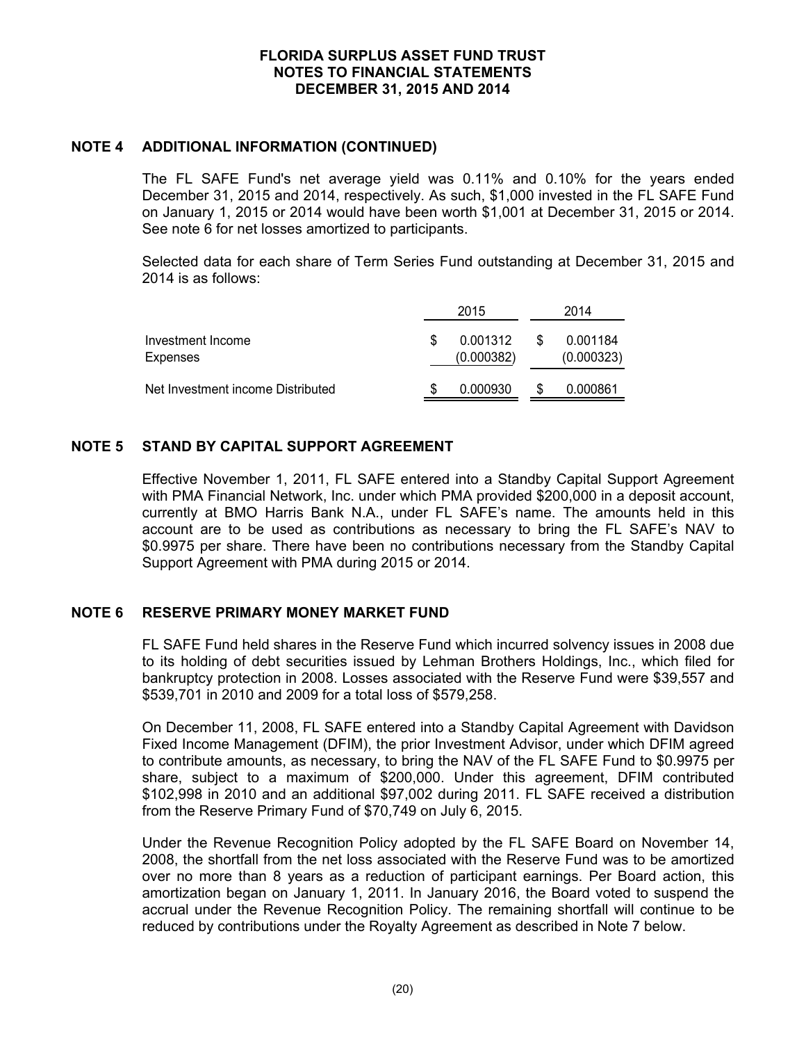## NOTE 4 ADDITIONAL INFORMATION (CONTINUED)

The FL SAFE Fund's net average yield was 0.11% and 0.10% for the years ended December 31, 2015 and 2014, respectively. As such, $1,000 invested in the FL SAFE Fund on January 1, 2015 or 2014 would have been worth $1,001 at December 31, 2015 or 2014. See note 6 for net losses amortized to participants.

Selected data for each share of Term Series Fund outstanding at December 31, 2015 and 2014 is as follows:

| | 2015 | 2014 |
|---|---|---|
| Investment Income | $ 0.001312 | $ 0.001184 |
| Expenses | (0.000382) | (0.000323) |
| Net Investment income Distributed | $ 0.000930 | $ 0.000861 |

## NOTE 5 STAND BY CAPITAL SUPPORT AGREEMENT

Effective November 1, 2011, FL SAFE entered into a Standby Capital Support Agreement with PMA Financial Network, Inc. under which PMA provided $200,000 in a deposit account, currently at BMO Harris Bank N.A., under FL SAFE's name. The amounts held in this account are to be used as contributions as necessary to bring the FL SAFE's NAV to $0.9975 per share. There have been no contributions necessary from the Standby Capital Support Agreement with PMA during 2015 or 2014.

## NOTE 6 RESERVE PRIMARY MONEY MARKET FUND

FL SAFE Fund held shares in the Reserve Fund which incurred solvency issues in 2008 due to its holding of debt securities issued by Lehman Brothers Holdings, Inc., which filed for bankruptcy protection in 2008. Losses associated with the Reserve Fund were $39,557 and $539,701 in 2010 and 2009 for a total loss of $579,258.

On December 11, 2008, FL SAFE entered into a Standby Capital Agreement with Davidson Fixed Income Management (DFIM), the prior Investment Advisor, under which DFIM agreed to contribute amounts, as necessary, to bring the NAV of the FL SAFE Fund to $0.9975 per share, subject to a maximum of $200,000. Under this agreement, DFIM contributed $102,998 in 2010 and an additional $97,002 during 2011. FL SAFE received a distribution from the Reserve Primary Fund of $70,749 on July 6, 2015.

Under the Revenue Recognition Policy adopted by the FL SAFE Board on November 14, 2008, the shortfall from the net loss associated with the Reserve Fund was to be amortized over no more than 8 years as a reduction of participant earnings. Per Board action, this amortization began on January 1, 2011. In January 2016, the Board voted to suspend the accrual under the Revenue Recognition Policy. The remaining shortfall will continue to be reduced by contributions under the Royalty Agreement as described in Note 7 below.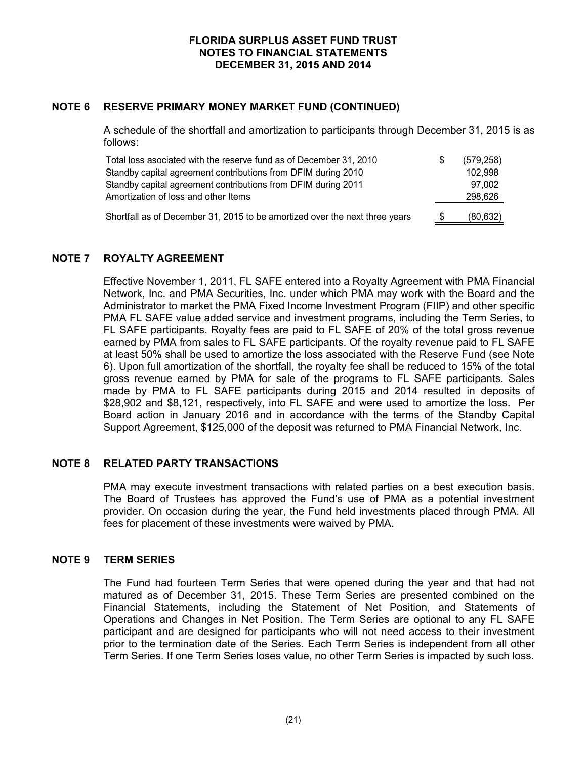## NOTE 6 RESERVE PRIMARY MONEY MARKET FUND (CONTINUED)

A schedule of the shortfall and amortization to participants through December 31, 2015 is as follows:

| | | |
|---|---|---|
| Total loss asociated with the reserve fund as of December 31, 2010 | $ | (579,258) |
| Standby capital agreement contributions from DFIM during 2010 | | 102,998 |
| Standby capital agreement contributions from DFIM during 2011 | | 97,002 |
| Amortization of loss and other Items | | 298,626 |
| Shortfall as of December 31, 2015 to be amortized over the next three years | $ | (80,632) |

## NOTE 7 ROYALTY AGREEMENT

Effective November 1, 2011, FL SAFE entered into a Royalty Agreement with PMA Financial Network, Inc. and PMA Securities, Inc. under which PMA may work with the Board and the Administrator to market the PMA Fixed Income Investment Program (FIIP) and other specific PMA FL SAFE value added service and investment programs, including the Term Series, to FL SAFE participants. Royalty fees are paid to FL SAFE of 20% of the total gross revenue earned by PMA from sales to FL SAFE participants. Of the royalty revenue paid to FL SAFE at least 50% shall be used to amortize the loss associated with the Reserve Fund (see Note 6). Upon full amortization of the shortfall, the royalty fee shall be reduced to 15% of the total gross revenue earned by PMA for sale of the programs to FL SAFE participants. Sales made by PMA to FL SAFE participants during 2015 and 2014 resulted in deposits of $28,902 and $8,121, respectively, into FL SAFE and were used to amortize the loss. Per Board action in January 2016 and in accordance with the terms of the Standby Capital Support Agreement, $125,000 of the deposit was returned to PMA Financial Network, Inc.

## NOTE 8 RELATED PARTY TRANSACTIONS

PMA may execute investment transactions with related parties on a best execution basis. The Board of Trustees has approved the Fund's use of PMA as a potential investment provider. On occasion during the year, the Fund held investments placed through PMA. All fees for placement of these investments were waived by PMA.

## NOTE 9 TERM SERIES

The Fund had fourteen Term Series that were opened during the year and that had not matured as of December 31, 2015. These Term Series are presented combined on the Financial Statements, including the Statement of Net Position, and Statements of Operations and Changes in Net Position. The Term Series are optional to any FL SAFE participant and are designed for participants who will not need access to their investment prior to the termination date of the Series. Each Term Series is independent from all other Term Series. If one Term Series loses value, no other Term Series is impacted by such loss.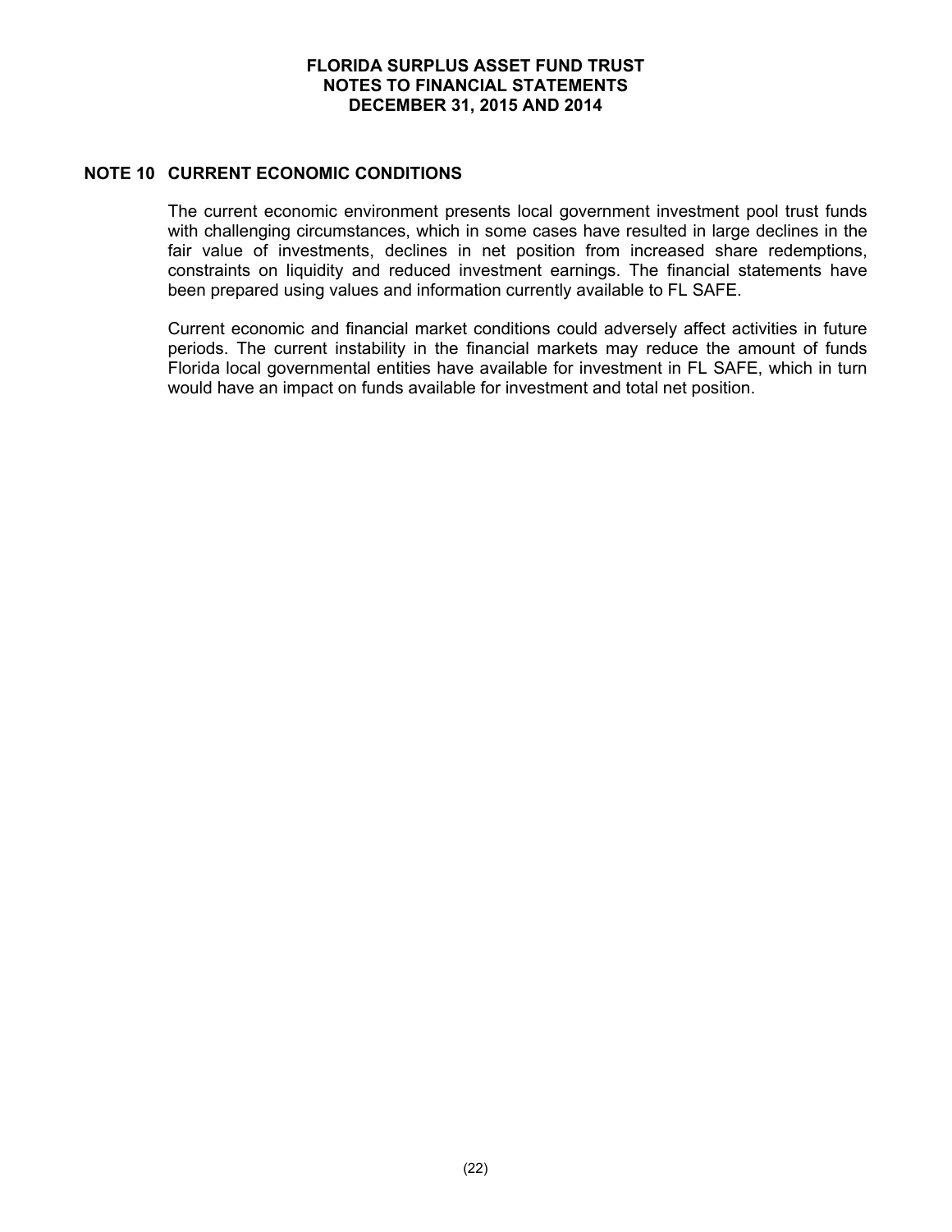## NOTE 10 CURRENT ECONOMIC CONDITIONS

The current economic environment presents local government investment pool trust funds with challenging circumstances, which in some cases have resulted in large declines in the fair value of investments, declines in net position from increased share redemptions, constraints on liquidity and reduced investment earnings. The financial statements have been prepared using values and information currently available to FL SAFE.

Current economic and financial market conditions could adversely affect activities in future periods. The current instability in the financial markets may reduce the amount of funds Florida local governmental entities have available for investment in FL SAFE, which in turn would have an impact on funds available for investment and total net position.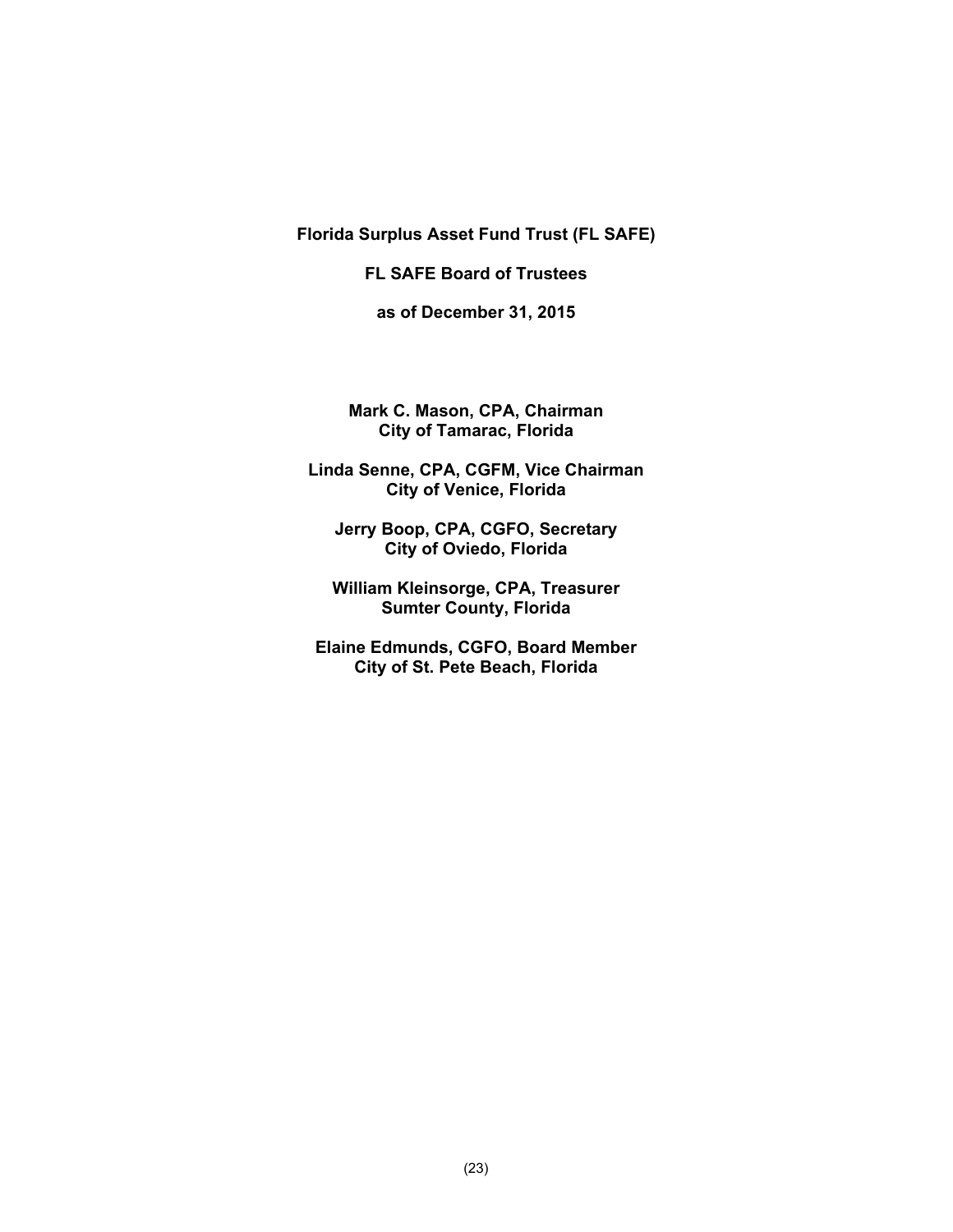**Florida Surplus Asset Fund Trust (FL SAFE)**

**FL SAFE Board of Trustees**

**as of December 31, 2015**

**Mark C. Mason, CPA, Chairman**
**City of Tamarac, Florida**

**Linda Senne, CPA, CGFM, Vice Chairman**
**City of Venice, Florida**

**Jerry Boop, CPA, CGFO, Secretary**
**City of Oviedo, Florida**

**William Kleinsorge, CPA, Treasurer**
**Sumter County, Florida**

**Elaine Edmunds, CGFO, Board Member**
**City of St. Pete Beach, Florida**